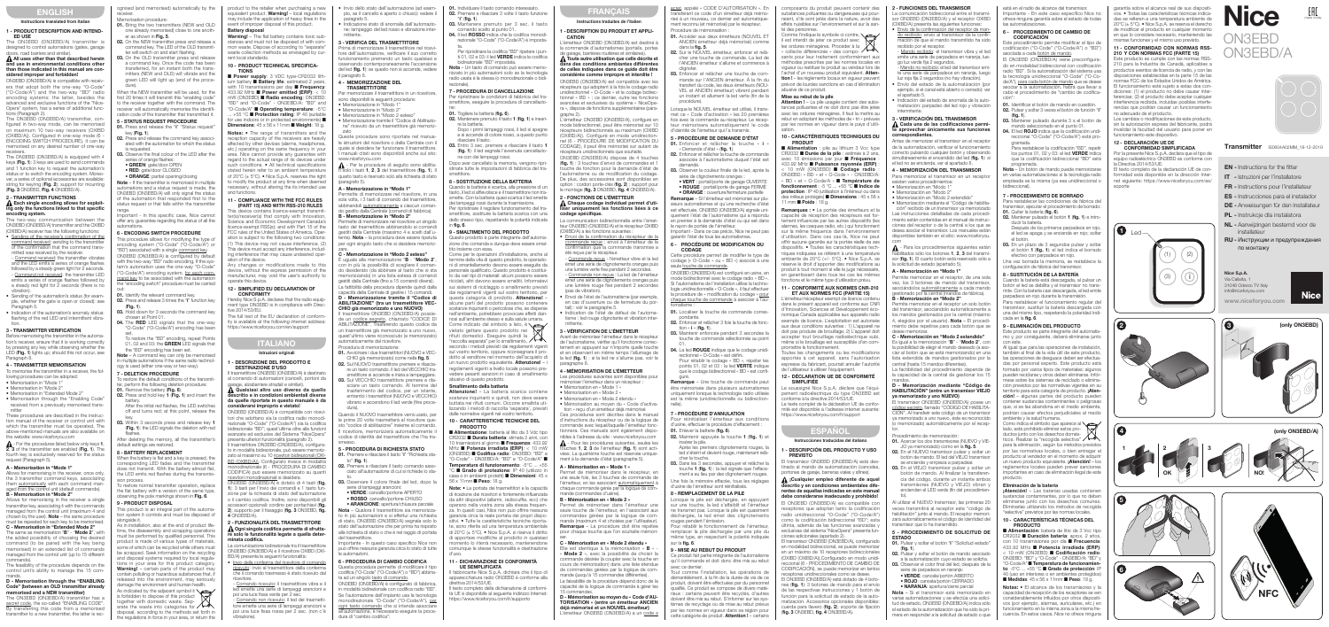# ENGLISH

**Instructions translated from Italian**

## 1 - PRODUCT DESCRIPTION AND INTENDED USE

The ON3EBD (ON3EBD/A) transmitter is designed to control automations (gates, garage doors, road barriers and similar).

**All uses other than that described herein and use in environmental conditions other than those indicated in this manual are considered improper and forbidden!**

ON3EBD (ON3EBD/A) is compatible with receivers that adopt both the one-way "O-Code" ("O-Code"/A") and the two-way "BD" radio encoding protocols. Furthermore, it enables advanced and exclusive functions of the "Nice Opera" system. See a series of additional functions (Paragraph 2).

The ON3EBD (ON3EBD/A) transmitter, configured in two-way mode, can be memorised on receivers in two-way mode (receivers ONLY). Configured in one-way mode (O-ENCODING SWITCH PROCEDURE), it can be memorised on any desired number of one-way receivers.

The ON3EBD (ON3EBD/A) is equipped with 4 keys (**Fig. 1**): 3 keys are used to send commands and 1 function key to request the automation's status or to switch the encoding system. Moreover, a series of optional accessories are available to fix the device in place for wall mounting (**Fig. 3** ON3EBD; **Fig. 4** ON3EBD/A).

## 2 - TRANSMITTER FUNCTIONS

**Each single encoding allows for exploiting only the functions linked to that specific encoding system.**

The two-way communication between the ON3EBD (ON3EBD/A) transmitter and the ON3EBD (ON3EBD/A) receiver has the following functions:

- Sending of the receipt confirmation of the command: upon sending to the transmitter of the command, whether the command was received by the receiver.
  - Command received: the transmitter vibrates and the LED emits a series of orange flashes, followed by a steady green light for 2 seconds.
  - Command not received: the transmitter LED emits a series of orange flashes followed by a steady red light for 2 seconds (there is no vibration).
- Sending to the automation's status (for example, whether the gate is open or closed): see Paragraph 5.
- Indication of the automation's status through flashing of the red LED and intermittent vibration.

## 3 - TRANSMITTER VERIFICATION

Before memorising the transmitter in the automation's receiver, ensure that it is working correctly by pressing any key while observing whether the LED (**Fig. 1**) lights up, should this not occur, see paragraph 8.

## 4 - TRANSMITTER MEMORISATION

To memorise the transmitter in a receiver, the following procedures can be adopted:

- Memorisation in "Mode 1"
- Memorisation in "Mode 2"
- Memorisation in "Extended Mode 2"
- Memorisation through the "Enabling Code" received from a previously memorised transmitter

These procedures are described in the instruction manual of the receiver or control unit with which the transmitter must be operated. The above mentioned manuals are also available on the website www.niceforyou.com

For the procedures listed below only keys 1, 2, 3 of the transmitter are enabled (**Fig. 1**). The "i" key is reserved for the status request (Paragraph 5).

### A - Memorisation in "Mode 1"

Allows for memorising in the receiver, once only, the 3 transmitter command keys, associating them automatically with each command managed by the control unit (typical commands).

### B - Memorisation in "Mode 2"

Allows for memorising in the receiver a single transmitter key, associating it with the commands managed from the control unit (maximum 4 and chosen) by the user. **Note** – the same procedure must be repeated for each key to be memorised.

### C - Memorisation in "Extended Mode 2"

This procedure is identical to "Mode 2" with the added possibility of choosing the desired command (to be paired with the key being memorised) in an extended list of commands managed from the control unit (up to 15 different commands).

The feasibility of the procedure depends on the control unit's ability to manage the 15 commands.

### D - Memorisation through the "ENABLING Code" (between an OLD transmitter already memorised and a NEW transmitter)

The ON3EBD (ON3EBD/A) transmitter has a secret code, the so-called "ENABLING CODE". By transmitting this code from a memorised transmitter to a new transmitter, the latter is recognised (and memorised) automatically by the receiver.

Memorisation procedure:

**01.** Bring the two transmitters (NEW and OLD one already memorised) close to one another (**Fig. 2**).

**02.** On the NEW transmitter press and release a command key; the LED of the OLD transmitter will switch on and start flashing.

**03.** On the OLD transmitter press and release a command key. Once the code has been transmitted, for an instant both the transmitters (NEW and OLD) will vibrate and the green LED will light up (end of the procedure).

When the NEW transmitter will be used, for the first 20 times it will transmit the "enabling code" to the receiver together with the command. The receiver will automatically memorise the identification code of the transmitter that transmitted it.

## 5 - STATUS REQUEST PROCEDURE

**01.** Press and release the "i" "Status request" key (**Fig. 1**).

**02.** Press and release the command key associated with the automation for which the status is requested.

**03.** Observe the final colour of the LED after the series of orange flashes:

- **GREEN**: gate/door (OPEN)
- **RED**: gate/door (CLOSED)
- **ORANGE**: partial opening/closing

**Note** – If the transmitter is memorised in multiple automations and a status request is made, the ON3EBD (ON3EBD/A) will only signal the status of the automation that responded first to the status request on that key, within the transmitter range.

Important – In this specific case, Nice cannot offer any guarantees regarding the status of all the automations.

## 6 - ENCODING SWITCH PROCEDURE

This procedure allows for switching the type of encoding system "O-Code" ("O-Code/A") or "BD" associated with a single command key.

ON3EBD (ON3EBD/A) is configured by default with the two-way "BD" radio encoding. If the system's receiver only uses the one-way "O-Code" ("O-Code/A") encoding system, **on each command key** to be associated with the automation the encoding must be switched to the correct one.

**01.** Identify the relevant command key.

**02.** Press and release 3 times the "i" function key (**Fig. 1**).

**03.** Hold down for 3 seconds the command key chosen in Point 01.

**04.** The **RED** LED signals that the one-way "O-Code" ("O-Code/A") encoding has been set.

To restore the "BD" encoding, repeat Points 01, 02 and 03: the **GREEN** LED signals that the "BD" encoding has been set.

**Note** – A command key can only be memorised in multiple automations if the same radio technology is used (either one-way or two-way).

## 7 - DELETION PROCEDURE

To restore the default conditions of the transmitter, perform the following deletion procedure:

**01.** Remove the battery (**Fig. 5**).

**02.** Hold down keys 1 and 2 and re-insert the battery.

After the initial red flashes, the LED switches off and turns red; at this point, release the key.

**03.** Within 3 seconds press and release key 1 (**Fig. 1**). The LED signals the deletion with red flashes.

After deleting the memory, all the transmitter's default settings are restored.

## 8 - BATTERY REPLACEMENT

When the battery is flat and a key is pressed, the corresponding LED fades and the transmitter does not transmit. With the battery almost flat, the LED emits red flashes during the transmission process.

To restore normal transmitter operation, replace the flat battery with a version of the same type, observing the polarity markings shown in (**Fig. 6**).

## 9 - PRODUCT DISPOSAL

This product is an integral part of the automation system it controls and must be disposed of along with it.

As in installation, also at the end of product lifetime, the disassembly and scrapping operations must be performed by qualified personnel. This product is made of various types of materials, some of which can be recycled while others must be scrapped. Seek information on the recycling and disposal systems required by local regulations in your area for this product category. **Caution!** – certain parts of the product may contain polluting or hazardous substances that, if released into the environment, may seriously damage the environment and human health.

As indicated by the adjacent symbol, it is forbidden to dispose of this product together with domestic waste. Separate the waste into categories for disposal, according to the methods set forth in the regulations in force in your area, or return the product to the retailer when purchasing a new equivalent product. **Warning!** – local regulations may include the application of heavy fines in the event of improper disposal of this product.

**Battery disposal**

**Warning!** – The flat battery contains toxic substances and must not be disposed of with common waste. Dispose of according to "separate" waste collection methods as envisaged by current local standards.

## 10 - PRODUCT TECHNICAL SPECIFICATIONS

■ **Power supply**: 3 VDC type-CR2032 lithium battery ■ **Battery life**: estimated 2 years, with 10 transmissions per day ■ **Frequency**: 433.92 MHz ■ **Power emitted (ERP)**: < 10 mW (ON3EBD) ■ **Radio encoding**: "BD" - "O-Code" ■ **Operating temperature**: -5°C ... +55 °C ■ **Protection rating**: IP 40 (suitable for use indoors or in protected environments) ■ **Dimensions**: 43 x 56 x 11mm ■ **Weight**: 16 g.

**Notes**: • The range of transmitters and the reception capacity of the receivers are heavily affected by other devices (alarms, headphones, etc.) operating on the same frequency in your area. Nice cannot provide any guarantee with regard to the actual range of its devices in such conditions. • All technical specifications stated herein refer to an ambient temperature of 20°C (± 5°C). • Nice S.p.A. reserves the right to modify the product at any time when deemed necessary, without altering its intended use and functions.

## 11 - COMPLIANCE WITH THE FCC RULES (PART 15) AND WITH RSS-210 RULES

This device contains licence-exempt transmitter(s)/receiver(s) that comply with Innovation, Science and Economic Development Canada's licence-exempt RSS(s) and with Part 15 of the FCC rules of the United States of America. Operation is subject to the following two conditions: (1) This device may not cause interference. (2) This device must accept any interference, including interference that may cause undesired operation of the device.

Any change or modifications made to this device, without the express permission of the manufacturer, may void the user's authority to operate this device.

## 12 - SIMPLIFIED EU DECLARATION OF CONFORMITY

Hereby Nice S.p.A. declares that the radio equipment type ON3EBD is in compliance with Directive 2014/53/EU.

The full text of the EU declaration of conformity is available at the following internet address: https://www.niceforyou.com/en/support

# ITALIANO

**Istruzioni originali**

## 1 - DESCRIZIONE DEL PRODOTTO E DESTINAZIONE D'USO

Il trasmettitore ON3EBD (ON3EBD/A) è destinato al comando di automazioni (cancelli, portoni da garage, sbarramenti stradali e simili).

**Qualsiasi altro uso diverso da quello descritto e in condizioni ambientali diverse da quelle riportate in questo manuale è da considerarsi improprio e vietato!**

ON3EBD (ON3EBD/A) è compatibile con ricevitori che adottano sia la codifica radio monodirezionale "O-Code" ("O-Code/A") sia la codifica bidirezionale "BD", quest'ultima oltre alle funzioni esaurate ed esclusive del Sistema "Nice Opera" presenta ulteriori funzioni (Paragrafo 2).

Il trasmettitore ON3EBD (ON3EBD/A), configurato in modalità bidirezionale, può essere memorizzato unicamente su 10 ricevitori bidirezionali (SOLO ricevitori). Configurato invece in modalità monodirezionale (6 - PROCEDURA DI CAMBIO CODIFICA) può essere memorizzato su quanti ricevitori monodirezionali si desideri.

Il ON3EBD (ON3EBD/A) è dotato di 4 tasti (**fig. 1**): 3 tasti per l'invio dei comandi e 1 tasto funzione per la richiesta di stato dell'automazione o il cambio codifica. Inoltre, sono disponibili gli accessori opzionali per fissarlo su superfici piane (**fig. 3** ON3EBD; **fig. 4** ON3EBD/A).

## 2 - FUNZIONALITÀ DEL TRASMETTITORE

**Ogni singola codifica permette di sfruttare solo le funzionalità legate a quella determinata codifica.**

La comunicazione bidirezionale tra il trasmettitore ON3EBD (ON3EBD/A) e il ricevitore OXIBD (OXIBD/A) presenta le seguenti funzioni:

- Invio della conferma di ricezione del comando: invio al trasmettitore della conferma che il comando trasmesso è stato ricevuto dal ricevitore.
  - Comando ricevuto: il trasmettitore vibra ed il led emette una serie di lampeggi arancioni e poi una luce verde fissa per 2 sec.
  - Comando non ricevuto: il led del trasmettitore emette una serie di lampeggi arancioni e poi una luce rossa fissa per 2 sec. (non c'è vibrazione).
- Invio dello stato dell'automazione (ad esempio, se il cancello è aperto o chiuso): vedere il paragrafo 5.
- Indicazione dello stato di anomalia dell'automazione: lampeggio del led rosso e vibrazione intermittente.

## 3 - VERIFICA DEL TRASMETTITORE

Prima di memorizzare il trasmettitore nel ricevitore dell'automazione, verificare il suo corretto funzionamento premendo un tasto qualsiasi e osservando contemporaneamente l'accensione del led (**fig. 1**); se questo non si accende, vedere il paragrafo 8.

## 4 - MEMORIZZAZIONE DEL TRASMETTITORE

Per memorizzare il trasmettitore in un ricevitore, sono disponibili le seguenti procedure:

- Memorizzazione in "Modo 1"
- Memorizzazione in "Modo 2"
- Memorizzazione in "Modo 2 esteso"
- Memorizzazione tramite il "Codice di Abilitazione" ricevuto da un trasmettitore già memorizzato

Queste procedure sono riportate nel manuale di istruzioni del ricevitore o della Centrale con il quale il trasmettitore deve essere azionato. I manuali citati sono disponibili anche sul sito www.niceforyou.com

Per le procedure di seguito sono abilitati i tasti **1**, **2**, **3** del trasmettitore (**fig. 1**). Il quarto tasto è riservato alla richiesta di stato (paragrafo 5).

### A - Memorizzazione in "Modo 1"

Permette di memorizzare nel ricevitore, in una sola volta, i 3 tasti di comando del trasmettitore, abbinandoli automaticamente a ciascun comando gestito dalla Centrale (comandi di fabbrica).

### B - Memorizzazione in "Modo 2"

Permette di memorizzare nel ricevitore un singolo tasto del trasmettitore abbinandolo ai comandi gestiti dalla Centrale (fino a 4 comandi dall'utente). **Nota** – la procedura deve essere ripetuta per ogni singolo tasto che si desidera memorizzare.

### C - Memorizzazione in "Modo 2 esteso"

Questa procedura è identica al "Modo 2" ma con in più la possibilità di scegliere il comando desiderato (da abbinare al tasto che si sta memorizzando) in una lista estesa di comandi gestiti dalla Centrale (fino a 15 comandi diversi).

La fattibilità della procedura dipende quindi dalla capacità della Centrale di gestire i 15 comandi.

### D - Memorizzazione tramite il "CODICE DI ABILITAZIONE" (tra un trasmettitore VECCHIO già memorizzato e uno NUOVO)

Il trasmettitore ON3EBD (ON3EBD/A) possiede un codice segreto, chiamato "CODICE DI ABILITAZIONE". Trasmettendo questo codice da un trasmettitore già memorizzato a uno nuovo, quest'ultimo viene riconosciuto e memorizzato automaticamente dal ricevitore.

Procedura di memorizzazione:

**01.** Avvicinare i due trasmettitori (NUOVO e VECCHIO, già memorizzato) come in **fig. 2**.

**02.** Sul NUOVO trasmettitore premere e rilasciare un tasto comando: il led del VECCHIO trasmettitore si accende e inizia a lampeggiare.

**03.** Sul VECCHIO trasmettitore premere e rilasciare un tasto comando. Al termine del trasferimento del codice, per un istante, entrambi i trasmettitori (NUOVO e VECCHIO) vibrano e si accende il led verde (fine procedura).

Quando il NUOVO trasmettitore verrà usato, per le prime 20 volte trasmetterà al ricevitore, insieme al comando, il "codice di abilitazione". Il ricevitore, memorizzerà automaticamente il codice di identità del trasmettitore che l'ha inviato.

## 5 - PROCEDURA DI RICHIESTA STATO

**01.** Premere e rilasciare il tasto "i" "Richiesta stato" (**fig. 1**).

**02.** Premere e rilasciare il tasto comando associato all'automazione di cui si richiede lo stato.

**03.** Osservare il colore finale del led, dopo la serie di lampeggi arancioni:

- **VERDE**: cancello/portone APERTO
- **ROSSO**: cancello/portone CHIUSO
- **ARANCIONE**: apertura/chiusura parziale

**Nota** – Qualora il trasmettitore sia memorizzato su più automazioni e si effettui una richiesta di stato, ON3EBD (ON3EBD/A) segnalerà solo lo stato dell'automazione che per prima ha risposto alla richiesta di stato su quel tasto, nella portata del trasmettitore.

Importante – In questo caso specifico Nice non può offrire nessuna garanzia circa lo stato di tutte le automazioni.

## 6 - PROCEDURA DI CAMBIO CODIFICA

Questa procedura permette di modificare il tipo di codifica "O-Code" ("O-Code/A") o "BD" abbinato ad un singolo tasto di comando.

ON3EBD (ON3EBD/A) è configurato di fabbrica, in modalità bidirezionale con codifica radio "BD". Se l'automazione dell'impianto usa la tecnologia monodirezionale "O-Code" ("O-Code/A"), **per ogni tasto** comando che deve essere associato all'automazione, è necessario eseguire la procedura di "cambio codifica".

**01.** Individuare il tasto comando interessato.

**02.** Premere e rilasciare 3 volte il tasto funzione "i" (**fig. 1**).

**03.** Tenere premuto per 3 sec. il tasto comando scelto al punto 01.

**04.** Il led **ROSSO** indica che la codifica monodirezionale "O-Code" ("O-Code/A") è impostata.

Per ripristinare la codifica "BD" ripetere i punti 01, 02 e 03: il led **VERDE** indica la codifica bidirezionale "BD" impostata.

**Nota** – Un tasto di comando può essere memorizzato in più automazioni se la tecnologia radio usata è la stessa (o monodirezionale o bidirezionale).

## 7 - PROCEDURA DI CANCELLAZIONE

Per riportare le condizioni di fabbrica del trasmettitore, eseguire la procedura di cancellazione:

**01.** Togliere la batteria (**fig. 5**).

**02.** Mantenere premuti il tasto 1 (**fig. 1**) e inserire la batteria.

Dopo i primi lampeggi rossi, il led si spegne e si accende di colore rosso, a questo punto rilasciare il tasto.

**03.** Entro 3 sec. premere e rilasciare il tasto 1 (**fig. 1**): il led segnala l'avvenuta cancellazione con dei lampeggi rossi.

Dopo aver cancellato la memoria, vengono ripristinate tutte le impostazioni di fabbrica del trasmettitore.

## 8 - SOSTITUZIONE DELLA BATTERIA

Quando la batteria è scarica, alla pressione di un tasto, il led si affievolisce e il trasmettitore non trasmette. Con la batteria quasi scarica il led emette dei lampeggi rossi durante la trasmissione.

Per ripristinare l'original funzionamento del trasmettitore, sostituire la batteria scarica con una dello stesso tipo, rispettando la polarità indicata in **fig. 6**.

## 9 - SMALTIMENTO DEL PRODOTTO

Questo prodotto è parte integrante dell'automazione che comanda e dunque deve essere smaltito insieme con essa.

Come per le operazioni d'installazione, anche al termine della vita di questo prodotto, le operazioni di smantellamento devono essere eseguite da personale qualificato. Questo prodotto è costituito da vari tipi di materiali: alcuni possono essere riciclati, altri devono essere smaltiti. Informatevi sui sistemi di riciclaggio o smaltimento previsti dai regolamenti vigenti sul vostro territorio, per questa categoria di prodotto. **Attenzione!** – alcune parti del prodotto possono contenere sostanze inquinanti o pericolose che, se disperse nell'ambiente, potrebbero provocare effetti dannosi sull'ambiente stesso e sulla salute umana.

Come indicato dal simbolo a lato, è vietato gettare questo prodotto nei rifiuti domestici. Eseguire quindi la "raccolta separata" per lo smaltimento, secondo i metodi previsti dai regolamenti vigenti sul vostro territorio, oppure riconsegnare il prodotto al venditore nel momento dell'acquisto di un nuovo prodotto equivalente. **Attenzione!** – i regolamenti vigenti a livello locale possono prevedere pesanti sanzioni in caso di smaltimento abusivo di questo prodotto.

**Smaltimento della batteria**

**Attenzione!** – La batteria scarica contiene sostanze inquinanti e quindi, non deve essere buttata nei rifiuti comuni. Occorre smaltirla utilizzando i metodi di raccolta 'separata', previsti dalle normative vigenti nel vostro territorio.

## 10 - CARATTERISTICHE TECNICHE DEL PRODOTTO

■ **Alimentazione**: batteria al litio da 3 Vdc tipo CR2032 ■ **Durata batteria**: stimata 2 anni, con 10 trasmissioni al giorno ■ **Frequenza**: 433.92 MHz ■ **Potenza irradiata (ERP)**: < 10 mW (ON3EBD) ■ **Codifica radio**: ON3EBD: "BD" e "O-Code"; ON3EBD/A: "BD" e "O-Code/A" ■ **Temperatura di funzionamento**: -5°C ... +55 °C ■ **Grado di protezione**: IP 40 (utilizzo in casa o in ambienti protetti) ■ **Dimensioni**: 43 x 56 x 11mm ■ **Peso**: 18 g.

**Note**: • La portata dei trasmettitori e la capacità di ricezione dei ricevitori è fortemente influenzata da altri dispositivi (allarmi, radiocuffie, ecc.) che operano nella vostra zona alla stessa frequenza. In questi casi, Nice non può offrire nessuna garanzia circa la reale portata dei propri dispositivi. • Tutte le caratteristiche tecniche riportate, sono riferite ad una temperatura ambientale di 20°C (± 5°C). • Nice S.p.A. si riserva il diritto di apportare modifiche al prodotto in qualsiasi momento lo riterrà necessario, mantenendone comunque le stesse funzionalità e destinazione d'uso.

## 11 - DICHIARAZIONE DI CONFORMITÀ UE SEMPLIFICATA

Il fabbricante Nice S.p.A. dichiara che il tipo di apparecchiatura radio ON3EBD è conforme alla direttiva 2014/53/UE.

Il testo completo della dichiarazione di conformità UE è disponibile al seguente indirizzo Internet: https://www.niceforyou.com/it/supporto

# FRANÇAIS

**Instructions traduites de l'italien**

## 1 - DESCRIPTION DU PRODUIT ET APPLICATION

L'émetteur ON3EBD (ON3EBD/A) est destiné à la commande d'automatismes (portails, portes de garage, barrières routières et similaires).

**Toute autre utilisation que celle décrite et dans des conditions ambiantes différentes de celles indiquées dans ce guide doit être considérée comme impropre et interdite !**

ON3EBD (ON3EBD/A) est compatible avec les récepteurs qui adoptent à la fois le codage radio unidirectionnel « O-Code » et le codage bidirectionnel « BD », ce dernier, outre les fonctions avancées et exclusives du système « NiceOpera », dispose de fonctions supplémentaires (paragraphe 2).

L'émetteur ON3EBD (ON3EBD/A), configuré en mode bidirectionnel, peut être mémorisé sur 10 récepteurs bidirectionnels au maximum (UNIQUEMENT récepteurs). Configuré en mode unidirectionnel (6 - PROCÉDURE DE MODIFICATION DU CODAGE), il peut être mémorisé sur autant de récepteurs unidirectionnels que souhaité.

ON3EBD (ON3EBD/A) dispose de 4 touches (**fig. 1**) : 3 touches d'envoi de commandes et 1 touche de fonction pour la demande d'état de l'automatisme ou de modification du codage. De plus, des accessoires sont disponibles en option pour fixer l'émetteur sur des surfaces planes (**fig. 3** ON3EBD ; **fig. 4** ON3EBD/A).

## 2 - FONCTIONS DE L'ÉMETTEUR

**Chaque codage individuel permet d'utiliser uniquement les fonctions liées à ce codage spécifique.**

La communication bidirectionnelle entre l'émetteur ON3EBD (ON3EBD/A) et le récepteur OXIBD (OXIBD/A) a les fonctions suivantes :

- Envoi de la confirmation de réception de la commande reçue : envoi à l'émetteur de la confirmation que la commande transmise a été reçue par le récepteur.
  - Commande reçue : l'émetteur vibre et la led émet une série de clignotements oranges puis une lumière verte fixe pendant 2 secondes.
  - Commande non reçue : la led de l'émetteur émet une série de clignotements oranges puis une lumière rouge fixe pendant 2 secondes (pas de vibration).
- Envoi de l'état de l'automatisme (par exemple, en cas d'ouverture ou de fermeture du portail) : voir le paragraphe 5.
- Indication de l'état de défaut de l'automatisme : led rouge clignotante et vibration intermittente.

## 3 - VÉRIFICATION DE L'ÉMETTEUR

Avant de mémoriser l'émetteur dans le récepteur de l'automatisme, vérifier qu'il fonctionne correctement en appuyant sur n'importe quelle touche et en observant en même temps l'allumage de la led (**fig. 1**) ; si elle ne s'allume pas, voir le paragraphe 8.

## 4 - MÉMORISATION DE L'ÉMETTEUR

Les procédures suivantes sont disponibles pour mémoriser l'émetteur dans un récepteur :

- Mémorisation en « Mode 1 »
- Mémorisation en « Mode 2 »
- Mémorisation en « Mode 2 étendu »
- Mémorisation au moyen du « Code d'activation » reçu d'un émetteur déjà mémorisé

Ces procédures sont décrites dans le manuel d'instructions du récepteur ou de la logique de commande avec laquelle/lequel l'émetteur fonctionnera. Ces manuels sont également disponibles à l'adresse www.niceforyou.com

Pour les procédures suivantes, seules les touches **1**, **2**, **3** de l'émetteur (**fig. 1**) sont activées. La quatrième touche est réservée uniquement à la demande d'état (paragraphe 5).

### A - Mémorisation en « Mode 1 »

Permet de mémoriser dans le récepteur, en une seule fois, les 3 touches de commande de l'émetteur, en les associant automatiquement à chaque commande gérée par la logique de commande (commandes d'usine).

### B - Mémorisation en « Mode 2 »

Permet de mémoriser dans l'émetteur une seule touche de l'émetteur, en l'associant aux commandes gérées par la logique de commande (maximum 4 et choisies par l'utilisateur). **Remarque** – La procédure doit être répétée pour chaque touche que l'on souhaite mémoriser.

### C - Mémorisation en « Mode 2 étendu »

Elle est identique à la mémorisation « B – Mode 2 », avec la possibilité de choisir la commande désirée (à coupler avec la touche en cours de mémorisation) dans une liste étendue de commandes gérées par la logique de commande (jusqu'à 15 commandes différentes).

La faisabilité de la procédure dépend donc de la capacité de la logique de commande à gérer les 15 commandes.

### D - Mémorisation au moyen du « Code d'ACTIVATION » (entre un émetteur ANCIEN déjà mémorisé et un NOUVEL émetteur)

L'émetteur ON3EBD (ON3EBD/A) a un code secret appelé « CODE D'ACTIVATION ». En transmettant ce code d'un émetteur déjà mémorisé à un nouveau, ce dernier est automatiquement reconnu (et mémorisé) par le récepteur.

Procédure de mémorisation :

**01.** Accoler les deux émetteurs (NOUVEL et ANCIEN émetteur déjà mémorisé) comme dans la **fig. 2**.

**02.** Sur le NOUVEL émetteur, enfoncer et relâcher une touche de commande. La led de l'ANCIEN émetteur s'allume et commence à clignoter.

**03.** Sur l'ANCIEN émetteur, enfoncer et relâcher une touche de commande. Une fois le transfert du code terminé, les deux émetteurs (NOUVEL et ANCIEN) vibrent brièvement et la led verte s'allume (fin de la procédure).

Lorsque le NOUVEL émetteur est utilisé, il transmet ce « Code d'activation » les 20 premières fois avec la commande au récepteur. Le récepteur mémorisera automatiquement le code d'identité de l'émetteur qui l'a transmis.

## 5 - PROCÉDURE DE DEMANDE D'ÉTAT

**01.** Enfoncer et relâcher la touche « i » « Demande d'état » (**fig. 1**).

**02.** Enfoncer et relâcher la touche de commande associée à l'automatisme duquel l'état est demandé.

**03.** Observer la couleur finale de la led, après la série de clignotements oranges :

- **VERT** : portail/porte de garage OUVERTE
- **ROUGE** : portail/porte de garage FERMÉE
- **ORANGE** : ouverture/fermeture partielle

**Remarque** – Si l'émetteur est mémorisé sur plusieurs automatismes et qu'une demande d'état est effectuée, ON3EBD (ON3EBD/A) signalera uniquement l'état de l'automatisme qui a répondu en premier à la demande d'état ou qui est dans la portée de l'émetteur.

Important – Dans ce cas précis, Nice ne peut pas garantir l'état de tous les automatismes.

## 6 - PROCÉDURE DE MODIFICATION DU CODAGE

Cette procédure permet de modifier le type de codage (« O-Code » ou « BD ») associé à une seule touche de commande.

ON3EBD (ON3EBD/A) est configuré en usine en mode bidirectionnel avec le codage radio « BD ». Si l'automatisme de l'installation utilise la technologie unidirectionnelle « O-Code », il faut effectuer la procédure de « modification du codage » pour **chaque touche de commande** à associer à l'automatisme.

**01.** Localiser la touche de commande correspondante.

**02.** Enfoncer et relâcher 3 fois la touche de fonction « i » (**fig. 1**).

**03.** Maintenir enfoncée pendant 3 secondes la touche de commande sélectionnée au point 01.

**04.** La led **ROUGE** indique que le codage unidirectionnel « O-Code » est défini.

Pour rétablir le codage « BD », répéter les points 01, 02 et 03 : la led **VERTE** indique que le codage bidirectionnel « BD » est défini.

**Remarque** – Une touche de commande peut être mémorisée dans plusieurs automatismes uniquement lorsque la technologie radio utilisée est la même (unidirectionnelle ou bidirectionnelle).

## 7 - PROCÉDURE D'ANNULATION

Pour réinitialiser l'émetteur aux conditions d'usine, effectuer la procédure d'effacement :

**01.** Ôter la batterie (**fig. 5**).

**02.** Maintenir appuyée la touche 1 (**fig. 1**) et insérer la pile.

Après les premiers clignotements rouges, la led s'allume et devient rouge ; maintenant relâcher la touche.

**03.** Dans les 3 secondes, appuyer et relâcher la touche 1 (**fig. 1**) : la led signale que l'effacement a eu lieu par des clignotements rouges.

Une fois la mémoire effacée, tous les réglages d'usine de l'émetteur sont rétablis.

## 8 - REMPLACEMENT DE LA PILE

Lorsque la pile est déchargée, en appuyant sur une touche, la led s'affaiblit et l'émetteur ne transmet pas. Lorsque la pile est quasiment déchargée, la led émet des clignotements rouges pendant l'émission.

Pour rétablir le fonctionnement de l'émetteur, remplacer la pile déchargée par une pile du même type, en respectant la polarité indiquée sur la **fig. 6**.

## 9 - MISE AU REBUT DU PRODUIT

Ce produit fait partie intégrante de l'automatisme qu'il commande et doit donc être mis au rebut avec ce dernier.

Tout comme l'installation, les opérations de démantèlement, à la fin de la durée de vie de ce produit, doivent être effectuées par du personnel qualifié. Ce produit se compose de divers matériaux : certains peuvent être recyclés, d'autres doivent être mis au rebut. S'informer sur les systèmes de recyclage ou de mise au rebut prévus par les normes en vigueur dans sa région pour cette catégorie de produit. **Attention !** – certains composants du produit peuvent contenir des substances polluantes ou dangereuses qui pourraient, s'ils se sont pas jetés dans la nature, avoir des effets nuisibles sur l'environnement et sur la santé des personnes.

Comme l'indique le symbole ci-contre, il est interdit de jeter ce produit avec les ordures ménagères. Procéder à la « collecte différenciée » pour la mise au rebut selon les méthodes prescrites par les normes en vigueur dans sa région ou rapporter le produit au vendeur lors de l'achat d'un produit équivalent. **Attention !** – la réglementation locale en vigueur peut prévoir de lourdes sanctions en cas d'élimination abusive de ce produit.

**Mise au rebut de la pile**

**Attention !** – La pile usagée contient des substances polluantes et ne doit donc pas être jetée avec les ordures ménagères. Il faut la mettre au rebut en adoptant les méthodes de « tri » prévues par les normes en vigueur dans le pays d'utilisation.

## 10 - CARACTÉRISTIQUES TECHNIQUES DU PRODUIT

■ **Alimentation** : pile au lithium 3 Vcc type CR2032 ■ **Durée de la pile** : estimée à 2 ans, avec 10 émissions par jour ■ **Fréquence** : 433.92 MHz ■ **Puissance rayonnée (ERP)** : < 10 mW (ON3EBD) ■ **Codage radio** : ON3EBD : « BD » et « O-Code » ; ON3EBD/A : « BD » et « O-Code/A » ■ **Température de fonctionnement** : -5 °C ... +55 °C ■ **Indice de protection** : IP 40 (utilisation à l'intérieur ou dans des milieux protégés) ■ **Dimensions** : 43 x 56 x 11 mm ■ **Poids** : 18 g.

**Remarque** : • La portée des émetteurs et la capacité de réception des récepteurs est fortement influencée par les autres dispositifs (les alarmes, les casques radio, etc.) qui fonctionnent sur la même fréquence dans l'environnement d'utilisation. Dans ces cas, Nice ne peut offrir aucune garantie sur la portée réelle de ses dispositifs. • Toutes les caractéristiques techniques indiquées se réfèrent à une température ambiante de 20°C (+/- 5°C). • Nice S.p.A. se réserve le droit d'apporter des modifications au produit à tout moment si elle le juge nécessaire, en garantissant dans tous les cas les mêmes fonctions et le même type d'utilisation prévu.

## 11 - CONFORMITÉ AUX NORMES CNR-210 ET AUX NORMES FCC (PARTIE 15)

L'émetteur/récepteur exempt de licence contenu dans le présent appareil est conforme aux CNR d'Innovation, Sciences et Développement économique Canada applicables aux appareils radio exempts de licence. L'exploitation est autorisée aux deux conditions suivantes : 1) L'appareil ne doit pas produire de brouillage. 2) L'appareil doit accepter tout brouillage radioélectrique subi, même si le brouillage est susceptible d'en compromettre le fonctionnement.

Toutes les changements ou les modifications apportés à l'appareil qui ne sont pas approuvés expressément, par le fabricant, pourrait annuler l'autorité de l'utilisateur à utiliser l'équipement.

## 12 - DÉCLARATION UE DE CONFORMITÉ SIMPLIFIÉE

Le soussigné Nice S.p.A. déclare que l'équipement radioélectrique du type ON3EBD est conforme à la directive 2014/53/UE.

Le texte complet de la déclaration UE de conformité est disponible à l'adresse internet suivante : https://www.niceforyou.com/fr/support

# ESPAÑOL

**Instrucciones traducidas del italiano**

## 1 - DESCRIPCIÓN DEL PRODUCTO Y USO PREVISTO

El transmisor ON3EBD (ON3EBD/A) está destinado al mando de automatizaciones (cancelas, portones de garaje, barreras viales y similares).

**¡Cualquier empleo diferente de aquel descrito y en condiciones ambientales diferentes de aquellas indicadas en este manual debe considerarse inadecuado y prohibido!**

El ON3EBD (ON3EBD/A) es compatible con receptores que adopten tanto la codificación radio unidireccional "O-Code" ("O-Code/A") como la codificación bidireccional "BD"; esta última, además de las funciones avanzadas y exclusivas del Sistema "Nice Opera", presenta funciones adicionales (apartado 2).

El transmisor ON3EBD (ON3EBD/A), configurado en modo bidireccional, puede memorizarse sólo en un máximo de 10 receptores bidireccionales (SÓLO receptores). Configurado en cambio en modo unidireccional (6 - PROCEDIMIENTO DE CAMBIO DE CODIFICACIÓN), puede memorizarse en todos los receptores unidireccionales como se desee.

El ON3EBD (ON3EBD/A) está dotado de 4 botones (**fig. 1**): 3 botones de mando para el envío de los comandos y 1 botón de función para la solicitud de estado de la automatización o el cambio de codificación. Además, están disponibles los accesorios opcionales para fijarlo en superficies planas (**fig. 3** ON3EBD, **fig. 4** ON3EBD/A).

## 2 - FUNCIONES DEL TRANSMISOR

**Cada codificación individual permite utilizar sólo las funciones asociadas a dicha codificación.**

La comunicación bidireccional entre el transmisor ON3EBD (ON3EBD/A) y el receptor OXIBD (OXIBD/A) presenta las siguientes funciones:

- Envío de la confirmación de recepción del comando: envío al transmisor de la confirmación de que el mando transmitido ha sido recibido por el receptor.
  - Mando recibido: el transmisor vibra y el led emite una serie de parpadeos naranjas y luego una luz verde fija durante 2 s.
  - Mando no recibido: el led del transmisor emite una serie de parpadeos naranjas y luego una luz roja fija 2 segundos (no hay vibración).
- Envío del estado de la automatización (por ejemplo, si el cancel está abierto o cerrado): ver el apartado 5.
- Indicación del estado de anomalía de la automatización: parpadeo del led rojo y vibración intermitente.

## 3 - VERIFICACIÓN DEL TRANSMISOR

**Cada una de las codificaciones permite aprovechar únicamente sus funciones correspondientes.**

Antes de memorizar el transmisor en el receptor de la automatización, verificar su funcionamiento correcto pulsando cualquier botón y observando simultáneamente el encendido del led (**fig. 1**); si éste no se enciende, ver el apartado 8.

## 4 - MEMORIZACIÓN DEL TRANSMISOR

Para memorizar el transmisor en un receptor, existen estos procedimientos:

- Memorización en "Modo 1"
- Memorización en "Modo 2"
- Memorización en "Modo 2 extendido"
- Memorización mediante el "Código de habilitación" recibido de un transmisor ya memorizado

Estos procedimientos están explicados en el manual de instrucciones del receptor o de la Central con el que el transmisor debe ser accionado. Los manuales citados también están disponibles en el sitio web www.niceforyou.com

Para los procedimientos siguientes están habilitados los botones **1**, **2**, **3** del transmisor (**fig. 1**). El cuarto botón está reservado sólo a la solicitud de estado (apartado 5).

### A - Memorización en "Modo 1"

Permite memorizar en el receptor, de una sola vez, los 3 botones de mando del transmisor, asociándolos automáticamente a cada mando gestionado por la Central (mandos de fábrica).

### B - Memorización en "Modo 2"

Permite memorizar en el receptor un solo botón del transmisor, asociándolo a los mandos gestionados por la central (máximo 4, elegidos por el usuario). **Nota** – El procedimiento debe repetirse para cada botón que se desee memorizar.

### C - Memorización en "Modo 2 extendido"

Es igual a la memorización "**B** – Modo 2", con la posibilidad de elegir el mando deseado (a asociar al botón que se está memorizando) en una lista extendida de mandos gestionados por la central (hasta 15 mandos diferentes).

La factibilidad del procedimiento depende de la capacidad de la central de gestionar los 15 mandos.

### D - Memorización mediante "Código de HABILITACIÓN" (entre un transmisor VIEJO ya memorizado y uno NUEVO)

El transmisor ON3EBD (ON3EBD/A) posee un código secreto, llamado "CÓDIGO DE HABILITACIÓN". Al transmitir este código de un transmisor ya memorizado a uno nuevo, éste es reconocido (y memorizado) automáticamente por el receptor.

Procedimiento de memorización:

**01.** Acercar los dos transmisores (NUEVO y VIEJO ya memorizado) como en la **fig. 2**.

**02.** En el NUEVO transmisor pulsar y soltar un botón de mando: el led del VIEJO transmisor se enciende y empieza a parpadear.

**03.** En el VIEJO transmisor pulsar y soltar un botón de mando. Al finalizar la transferencia del código, durante un instante ambos transmisores (NUEVO y VIEJO) vibran y se enciende el led verde (fin del procedimiento).

Al utilizar el NUEVO transmisor, las primeras 20 veces transmitirá al receptor este "código de habilitación" junto al mando. El receptor memorizará automáticamente el código de identidad del transmisor que lo ha transmitido.

## 5 - PROCEDIMIENTO DE SOLICITUD DE ESTADO

**01.** Pulsar y soltar el botón "i" "Solicitud estado" (**fig. 1**).

**02.** Pulsar y soltar el botón de mando asociado a la automatización cuyo estado se solicita.

**03.** Observar el color final del led, después de la serie de parpadeos naranjas:

- **VERDE**: cancela/portón ABIERTO
- **ROJO**: cancela/portón CERRADO
- **NARANJA**: apertura/cierre parcial

**Nota** – Si el transmisor está memorizado en varias automatizaciones y se efectúa una solicitud de estado, ON3EBD (ON3EBD/A) señalará sólo el estado de la automatización que ha sido la primera en responder a la solicitud de estado y que está en el radio de alcance del transmisor.

Importante – En este caso específico Nice no ofrece ninguna garantía sobre el estado de todas las automatizaciones.

## 6 - PROCEDIMIENTO DE CAMBIO DE CODIFICACIÓN

Este procedimiento permite modificar el tipo de codificación ("O-Code" / "O-Code/A") o "BD") asociado a cada botón de mando.

El ON3EBD (ON3EBD/A) viene preconfigurado en modalidad bidireccional con codificación radio "BD". Si la automatización del sistema usa la tecnología unidireccional "O-Code" ("O-Code/A"), para cada botón de mando que se desee asociar a la automatización, habrá que llevar a cabo el procedimiento de "cambio de codificación".

**01.** Identificar el botón de mando en cuestión.

**02.** Pulsar y soltar 3 veces el botón de función "i" (**fig. 1**).

**03.** Mantener pulsado durante 3 s el botón de mando seleccionado en el punto 01.

**04.** El led **ROJO** indica que la codificación unidireccional "O-Code" ("O-Code/A") está programada.

Para restablecer la codificación "BD" repetir los puntos 01, 02 y 03: el led **VERDE** indica que la codificación bidireccional "BD" está programada.

**Nota** – Un botón de mando puede memorizarse en varias automatizaciones si la tecnología radio empleada es la misma (ya sea unidireccional o bidireccional).

## 7 - PROCEDIMIENTO DE BORRADO

Para restablecer las condiciones de fábrica del transmisor, ejecutar el procedimiento de borrado:

**01.** Quitar la batería (**fig. 5**).

**02.** Mantener pulsado el botón 1 (**fig. 1**) e introducir la batería.

Después de los primeros parpadeos en rojo, el led se apaga y se enciende en rojo; soltar el botón.

**03.** En un plazo de 3 segundos pulsar y soltar el botón 1 (**fig. 1**): el led indica el borrado efectivo con parpadeos en rojo.

Una vez borrada la memoria, se restablece la configuración de fábrica del transmisor.

## 8 - SUSTITUCIÓN DE LA BATERÍA

Cuando la batería esté descargada, al pulsar un botón el led se debilita y el transmisor no transmite. Con la batería casi descargada, el led emite parpadeos rojos durante la transmisión.

Para restablecer el funcionamiento regular del transmisor, sustituir la batería descargada por una del mismo tipo, respetando la polaridad indicada en la **fig. 6**.

## 9 - ELIMINACIÓN DEL PRODUCTO

Este producto es parte integrante del automatismo y, por consiguiente, deberá eliminarse junto con éste.

Al igual que para las operaciones de instalación, al final de la vida útil de este producto, las operaciones de desguace deben ser efectuadas por personal experto. Este producto está formado por varios tipos de materiales: algunos pueden reciclarse y otros deben eliminarse. Infórmese sobre los sistemas de reciclaje o eliminación previstos por las normativas vigentes en el territorio para esta categoría de producto. **¡Atención!** – algunas partes del producto pueden contener sustancias contaminantes o peligrosas que, si se las abandona en el medio ambiente, podrían causar efectos perjudiciales al medio ambiente y a la salud humana.

Como indica el símbolo que aparece al lado, está prohibido arrojar este producto junto con los desechos domésticos. Realice la "recogida selectiva" para la eliminación según los métodos previstos por las normativas locales, o bien entregue el producto al vendedor en el momento de adquirir un nuevo producto equivalente. **¡Atención!** – las normativas locales pueden prever sanciones importantes en caso de eliminación ilegal de este producto.

**Eliminación de la batería**

**¡Atención!** – Las baterías usadas contienen sustancias contaminantes, por lo que no deben eliminarse junto con los desechos comunes. Eliminar utilizando los métodos de recogida "selectiva" previstos por las normas locales.

## 10 - CARACTERÍSTICAS TÉCNICAS DEL PRODUCTO

■ **Alimentación**: batería de litio de 3 Vcc tipo CR2032 ■ **Duración batería**: aprox. 2 años, con 10 transmisiones por día ■ **Frecuencia**: 433.92 MHz ■ **Potencia irradiada (ERP)**: < 10 mW (ON3EBD) ■ **Codificación radio**: ON3EBD: "BD" y "O-Code"; ON3EBD/A: "BD" y "O-Code/A" ■ **Temperatura de funcionamiento**: -5°C ... +55 °C ■ **Grado de protección**: IP 40 (uso en interiores o en ambientes protegidos) ■ **Medidas**: 43 x 56 x 11mm ■ **Peso**: 18 g.

**Notas**: • El alcance de los transmisores y la capacidad de recepción de los receptores se ven considerablemente influidos por otros dispositivos (por ejemplo, alarmas, auriculares, etc.) en funcionamiento en la misma zona a la misma frecuencia. En estos casos, Nice no ofrece ninguna garantía sobre el alcance real de sus dispositivos. • Todas las características técnicas indicadas se refieren a una temperatura ambiente de 20°C (± 5°C). • Nice S.p.A. se reserva el derecho de modificar el producto en cualquier momento en que lo considere necesario, manteniendo las mismas funciones y el mismo uso previsto.

## 11 - CONFORMIDAD CON NORMAS RSS-210 Y CON NORMAS FCC (PARTE 15)

Este producto se ajusta con las normas RSS-210 para la industria de Canadá, aplicables a productos exentos de licencia de radio, y con las disposiciones establecidas en la parte 15 de las normas FCC de los Estados Unidos de América. El funcionamiento está sujeto a estas dos condiciones: (1) el producto no debe provocar interferencias, (2) el producto debe aceptar cualquier interferencia recibida, incluidas posibles interferencias que podrían causar un funcionamiento no deseado del producto.

Los cambios o modificaciones de este producto, no autorizados expresamente por el fabricante, podrían invalidar la facultad del usuario para poner en funcionamiento el producto.

## 12 - DECLARACIÓN UE DE CONFORMIDAD SIMPLIFICADA

Por la presente Nice S.p.A. declara que el tipo de equipo radioeléctrico ON3EBD es conforme con la Directiva 2014/53/UE.

El texto completo de la declaración UE de conformidad está disponible en la dirección Internet siguiente: https://www.niceforyou.com/es/soporte

---

# Nice

# ON3EBD ON3EBD/A

**Transmitter** IS0604A00MM_18-12-2019

- **EN** - Instructions for the fitter
- **IT** - Istruzioni per l'installatore
- **FR** - Instructions pour l'installateur
- **ES** - Instrucciones para el instalador
- **DE** - Anweisungen für den Installateur
- **PL** - Instrukcja dla instalatora
- **NL** - Aanwijzingen bestemd voor de installateur
- **RU** - Инструкции и предупреждения по монтажу

**Nice S.p.A.**
Via Callalta, 1
31046 Oderzo TV Italy
info@niceforyou.com
www.niceforyou.com

(only ON3EBD)

(only ON3EBD/A)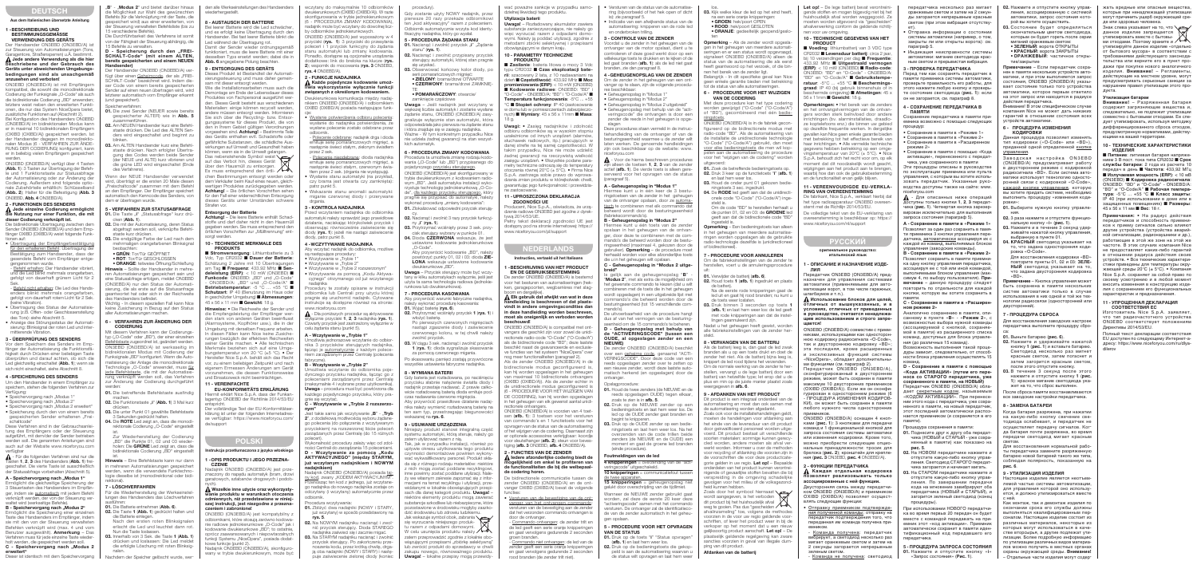# DEUTSCH

**Aus dem Italienischen übersetzte Anleitung**

## 1 - BESCHREIBUNG UND BESTIMMUNGSGEMÄSSE VERWENDUNG DES GERÄTS

Der Handsender ONE (ONEBFOA) ist zur Steuerung von Automatisierungen (Tore, Garagentore, Schranken u.Ä.) bestimmt.

⚠ **Jede andere Verwendung als die hier beschriebene und der Gebrauch des Geräts unter abweichenden Umgebungsbedingungen sind als unsachgemäß anzusehen und verboten!**

Der Handsender ONEBFOA ist mit den Empfängern kompatibel, die sowohl die Funkcodierung „O-Code" als auch die Codierung „BD" unterstützen. Der letztere wird neben den erweiterten Funktionen, die nur das System NiceOpera bietet, ausführlich beschrieben (Abschnitt 2).

Bei Konfiguration des Handsenders mit der Codierung „O-Code" ist der Sender mit allen Empfängern kompatibel, die diese Codierung unterstützen.

Der Handsender ONEBFOA (ONEBFOA) verfügt über eine Batterie und Funktionen, die Funkcodierung für „BD" zu verändern. Mit der Wahl des „FREI-SCHALT-Code" bereitet sich der Sender auf das Speichern vor.

Außerdem ist die Speicherung (die Befehle werden je nach Konfiguration des Empfängers gegeben) ERWEITERUNG DER CODIERUNG (ONEBFOA) konfigurierbar, in der Codierung entsprechend der Anleitung (Abschnitt 4 - ONEBFOA).

## 2 - FUNKTIONEN DES SENDERS

⚠ **Jede andere Codierung ermöglicht die Nutzung nur einer Funktion, die mit dem Empfänger verbunden ist.**

Der Handsender ONEBFOA verfügt über mehrere Funktionen:

- Übertragung der Empfangsbestätigung für den erhaltenen Befehl (Bestätigung der Bestätigung) vom Handsender, dass der gesendete Befehl vom Empfänger empfangen worden ist.
- Befehl nicht erhalten: Die Led des Handsenders blinkt mehrmals rot.
- Übertragung des Status der Automatisierung (ob Tor offen oder geschlossen).
- Anzeige des Status der Automatisierung.

## 3 - ÜBERPRÜFUNG DES SENDERS

Vor dem Speichern des Senders im Empfänger der Automatisierung ist die Funktionsfähigkeit durch Drücken einer beliebigen Taste zu überprüfen und darauf zu achten, ob sich die Led gleichzeitig einschaltet. (**Abb. 1**) wenn sie sich nicht einschaltet, siehe Abschnitt 8.

## 4 - SPEICHERUNG DES SENDERS

Um den Handsender in einem Empfänger zu speichern, stehen die folgenden Verfahren zur Verfügung:

- Speicherung nach „Modus 1"
- Speicherung nach „Modus 2"
- Speicherung nach „Modus 2 erweitert"
- Speicherung durch den von einem bereits gespeicherten Sender erhaltenen „Freischaltcode"

Diese Verfahren sind in der Gebrauchsanleitung des Empfängers oder der Steuerung aufgeführt, mit dem der Sender betrieben werden soll. Die genannten Anleitungen sind auch auf der Website www.niceforyou.com verfügbar.

⚠ Für die folgenden Verfahren sind nur die Tasten **1**, **2**, **3** des Handsenders (**Abb. 1**) freigeschaltet; die vierte Taste ist ausschließlich der Statusabfrage vorbehalten (Abschnitt 5).

### A - Speicherung nach „Modus 1"

Ermöglicht die gleichzeitige Speicherung der 3 Steuertasten des Handsenders im Empfänger, indem sie automatisch mit den Befehlen verknüpft werden, die von der Steuerung vorgegeben sind.

### B - Speicherung nach „Modus 2"

Ermöglicht die Speicherung einer einzelnen Taste des Handsenders im Empfänger, indem sie mit einem der Steuerung verfügbaren Befehle verknüpft wird (max. 4 und von Benutzer ausgewählt). **Anmerkung** - Das Verfahren muss für jede einzelne Taste wiederholt werden, die gespeichert werden soll.

### C - Speicherung nach „Modus 2 erweitert"

Ist identisch mit dem Speicherungsvorgang „B" - „Modus 2" und bietet darüber hinaus die Möglichkeit zur Wahl des gewünschten Befehls für die Verknüpfung mit der Taste, die gespeichert wird, aus einer Liste, die von der Steuerung verwalteten Befehlen (bis zu 15 verschiedene Befehle).

Die Durchführbarkeit des Verfahrens ist somit von der Fähigkeit der Steuerung abhängig, die 15 Befehle zu verwalten.

### D - Speicherung durch den „FREI-SCHALT-Code" (mit einem ALTEN, bereits gespeicherten und einem NEUEN Handsender)

Der Handsender ONEBFOA (ONEBFOA) verfügt über einen Geheimcode, der als „FREI-SCHALT-Code" bezeichnet wird. Indem dieser Code von einem bereits gespeicherten Sender auf einen neuen übertragen wird, wird letzterer automatisch vom Empfänger erkannt (und gespeichert).

Speicherverfahren:

**01.** Die zwei Sender (NEUER sowie bereits gespeicherter ALTER) wie in **Abb. 1** zusammenführen.

**02.** Am NEUEN Handsender kurz eine Befehlstaste drücken. Die Led des ALTEN Senders wird eingeschaltet und beginnt zu blinken.

**03.** Am ALTEN Handsender kurz eine Befehlstaste drücken. Nach erfolgter Übertragung des Codes wechselt beide Sender (der NEUE und ALTE) kurz ablesen und die grüne LED wird eingeschaltet (Ende des Verfahrens).

Wenn der NEUE Handsender verwendet wird, überträgt er die ersten 20 Male diesen „Freischaltcode" zusammen mit dem Befehl an den Empfänger. Der Empfänger speichert automatisch den Code des neuen Senders.

## 5 - VERFAHREN ZUR STATUSABFRAGE

**01.** Die Taste ◢ „Statusabfrage" kurz drücken (**Abb. 1**).

**02.** Die mit der Automatisierung, deren Status abgefragt werden soll, verknüpfte Befehlstaste (1, 2 oder 3) drücken.

**03.** Die endgültige Farbe der Led nach den mehrmaligen vorgeblendeten Blinkungsabschnitten:

- **GRÜN**: Tor/Tür GEÖFFNET
- **ROT**: Tor/Tür GESCHLOSSEN
- **ORANGE**: teilweise Öffnung/Schließung

**Hinweis** – Sollte der Handsender in mehreren Automatisierungen gespeichert sein (mit derselben Taste), muss der Status des Handsenders (ONEBFOA) nur den Status der Automatisierung, die als erste auf die Statusabfrage geantwortet hat oder sich in der Reichweite des Handsenders befindet.

Wichtig - In diesen speziellen Fall kann Nice keine Zustimmung in Bezug auf den Status aller Automatisierungen machen.

## 6 - VERFAHREN ZUR ÄNDERUNG DER CODIERUNG

Mit diesem Verfahren kann der Codierungstyp „O-Code" oder „BD") in der einzelnen Befehlstaste zugewiesen ist, geändert werden. ONEBFOA (ONEBFOA) ist werkseitig im bidirektionalen Modus mit Codierung der Festlegung „BD" konfiguriert. Wenn die Automatisierung der Anlage die monodirektionale Technologie „O-Code" verwendet, muss der Codierungstyp der Handsender für diese Technologie umgestellt werden.

Wichtig – jede Befehlstaste des Handsenders kann nur mit einem einzigen Codierungstyp in der Steuerung verknüpft sein. Die Codierung der Anlage muss vor der Speicherung des Handsenders durchgeführt werden:

**01.** Die betreffende Befehlstaste auswählen.

**02.** Die Funktionstaste „F" (**Abb. 1**) 1 Mal kurz drücken.

**03.** Den Punkt (1) gewählte Befehlstaste 3 Sekunden gedrückt halten.

**04.** Die ROTE Led zeigt an, dass die monodirektionale Codierung „O-Code" eingestellt ist.

Zur Wiederherstellung der Codierung „BD" die Punkte 01, 02 und 03 wiederholen. Die GRÜNE Led zeigt an, dass die bidirektionale Codierung „BD" eingestellt ist.

**Hinweis** – Eine Befehlstaste kann nur denn in mehreren Automatisierungen gespeichert werden, wenn die verwendeten Funktionstypen dieselbe ist (monodirektional oder bidirektional).

## 7 - LÖSCHVERFAHREN

Für die Wiederherstellung der Werkseinstellungen des Handsenders das Löschverfahren ausführen:

**01.** Die Batterie entnehmen (**Abb. 6**).

**02.** Die Taste **1** (**Abb. 1**) gedrückt halten und die Batterie einlegen.

Nach den ersten roten Blinksignalen erlischt die Led und leuchtet dann rot. Nun die Taste loslassen.

**03.** Innerhalb von 3 Sek. die Taste **1** (**Abb. 1**) drücken und loslassen. Die Led meldet den Abschluss der Löschung durch 5 Blinksignale.

Nachdem der Speicher gelöscht wurde, werden alle Werkseinstellungen des Handsenders wiederhergestellt.

## 8 - AUSTAUSCH DER BATTERIE

Bei leerer Batterie wird die Led schwächer und es erfolgt keine Übertragung durch den Handsender. Bei fast leerer Batterie blinkt die Led während der Übertragung rot.

Damit der Sender wieder ordnungsgemäß funktioniert, muss die leere Batterie mit einer neuen desselben Typs ersetzt werden; dabei die in **Abb. 6** angegebene Polung beachten.

## 9 - ENTSORGUNG DES GERÄTS

Dieses Produkt ist Bestandteil der Automatisierung und muss daher gemeinsam mit dieser entsorgt werden.

Wie die Installationsarbeiten muss auch die Demontage am Ende der Lebensdauer dieses Produkts von Fachpersonal ausgeführt werden. Dieses Gerät besteht aus verschiedenen Materialien: einige können recycelt werden, andere müssen entsorgt werden. Informieren Sie sich über die Recycling- bzw. Entsorgungssysteme, die für diese Produktkategorie von den in Ihrem Gebiet gültigen Verordnungen vorgesehen sind. **Achtung!** – Bestimmte Teile des Geräts enthalten evtl. Schadstoffe oder gefährliche Substanzen, die schädliche Auswirkungen auf Umwelt und Gesundheit haben können, wenn sie in die Umwelt gelangen.

Wie das nebenstehende Symbol zeigt, ist es verboten, dieses Produkt im Hausmüll zu entsorgen. Es muss entsprechend den örtlichen Verordnungen entsorgt werden oder dem Verkäufer beim Kauf eines neuen, gleichartigen Produkts zurückgegeben werden.

**Achtung!** – Die örtlichen Vorschriften können für den Fall einer unbefugten Entsorgung dieses Produkts schwere Strafen vorsehen.

**Entsorgung der Batterie**

**Achtung!** – Die leere Batterie enthält Schadstoffe und darf daher nicht in den Hausmüll gegeben werden. Sie muss entsprechend den örtlichen Vorschriften von „Mülltrennung" entsorgt werden.

## 10 - TECHNISCHE MERKMALE DES PRODUKTS

■ **Stromversorgung**: Lithiumbatterie zu 3 Vdc, Typ CR2032 ■ **Dauer der Batterie**: Schätzung 2 Jahre mit 10 Übertragungen pro Tag ■ **Frequenz**: 433.92 MHz ■ **Sendeleistung (ERP)**: ~ 10 mW (ONEBFOA) ■ **Funkcodierung**: „BD" mit 72-Bit Rolling-Code – ONEBFOA („BD" und „O-Code") ■ **Betriebstemperatur**: -5 °C ... +55 °C ■ **Schutzart**: IP 40 (Benutzung im Haus oder in geschützten Umgebung) ■ **Abmessungen**: 45 x 56 x 11 mm ■ **Gewicht**: 18 g

**Hinweise**: • Die Reichweite der Sender und die Empfangsleistung der Empfänger werden stark von anderen Geräten beeinflusst (Alarme, Funkkopfhörer usw.), die in Ihrer Umgebung mit derselben Frequenz arbeiten. In diesen Fällen kann Nice keine Zusicherungen bezüglich der effektiven Reichweiten seiner Geräte machen. • Alle technischen Merkmale beziehen sich auf eine Umgebungstemperatur von 20 °C (± 5 °C). • Der Hersteller Nice S.p.A. behält sich das Recht vor, an seinen beliebigen Zeitpunkt und nach Bedarf Änderungen an seinen Produkten vorzunehmen, die dessen Funktionsweisen und Einsatzzweck nicht beeinträchtigen.

## 11 - VEREINFACHTE EU-KONFORMITÄTSERKLÄRUNG

Hiermit erklärt Nice S.p.A, dass der Funkanlagentyp ONEBFOA der Richtlinie 2014/53/EU entspricht.

Der vollständige Text der EU-Konformitätserklärung ist unter der folgenden Internetadresse verfügbar: https://www.niceforyou.com/de/support

# POLSKI

**Instrukcja przetłumaczona z języka włoskiego**

## 1 - OPIS PRODUKTU I JEGO PRZEZNACZENIE

Nadajnik ONEBFOA (ONEBFOA) jest przeznaczony do napędu automatyki bram, drzwi garażowych, szlabanów i tym podobnych.

⚠ **Wszelkie inne użycie oraz wykorzystywanie produktu w warunkach otoczenia odmiennych, niż przedstawione w niniejszej instrukcji, jest niezgodne z przeznaczeniem i zabronione!**

ONEBFOA (ONEBFOA) jest kompatybilny z odbiornikami, które obsługują zarówno kodowanie radiowe „O-Code", jak i kodowanie „BD". Kodowanie dwukierunkowe („BD"), oprócz zaawansowanych i niepodważalnych funkcji systemu „NiceOpera", posiada dodatkowe funkcje (punkt 2).

Nadajnik ONEBFOA (ONEBFOA), skonfigurowany w trybie dwukierunkowym, może być wczytany do maksymalnie 10 odbiorników dwukierunkowych (ONEBFOA). W warunkach fabrycznych nadajnik ONEBFOA (ONEBFOA) jest skonfigurowany w trybie dwukierunkowym z kodowaniem „BD". Ponadto nadajnik może być wczytany do dowolnej liczby odbiorników jednokierunkowych.

ONEBFOA (ONEBFOA) jest wyposażony w 4 przyciski (**rys. 1**): 3 przyciski do przesyłania poleceń i 1 przycisk funkcyjny do żądania statusu automatyki lub zmiany kodowania. Ponadto, dostępne są opcjonalne urządzenia dodatkowe: klik do żądania na klucze (**rys. 2**), ochronne etui (**rys. 3**) i uchwyt ścienny (**rys. 4** - ONEBFOA).

## 2 - FUNKCJE NADAJNIKA

⚠ **Każde pojedyncze kodowanie umożliwia wykorzystanie wybranej funkcji związanych z określonym kodowaniem.**

Dwukierunkowa komunikacja między nadajnikiem ONEBFOA (ONEBFOA) i odbiornikiem ONEBFOA (ONEBFOA) pozwala następujące funkcje:

- Wysłanie potwierdzenia odbioru polecenia wysłanego do nadajnika (potwierdzenie, że wysłane polecenie zostało odebrane przez odbiornik).

Polecenie odebrane: nadajnik daje dioda LED miga kilka razy na zielono. Polecenie nie odebrane: dioda LED miga kilka razy na czerwono.

- Przesłanie statusu automatyki (np. brama zamknięta lub otwarta).
- Wysłanie statusu automatyki.

## 3 - KONTROLA NADAJNIKA

Przed wczytaniem nadajnika do odbiornika automatyki należy sprawdzić jego prawidłowe działanie, naciskając dowolny przycisk i obserwując równoczesne zaświecenie się diody (**rys. 1**); jeżeli nie nastąpi zaświecenie diody, patrz punkt 8.

## 4 - WCZYTYWANIE NADAJNIKA

Aby wczytać nadajnik do odbiornika, można użyć następujących procedur:

- Wczytywanie w „Trybie I"
- Wczytywanie w „Trybie II"
- Wczytywanie w „Trybie II rozszerzonym"
- Wczytywanie za pomocą „Kodu Aktywacji" otrzymanego od już wczytanego nadajnika

Procedury te zostały opisane w instrukcji odbiornika lub Centrali przy użyciu której zostanie zainstalowany nadajnik. Czynności w instrukcji są dostępne również na stronie: www.niceforyou.com

⚠ Do poniższych procedur są aktywowane wyłącznie przyciski **1**, **2**, **3** nadajnika (**rys. 1**). Przycisk nr 4 jest zarezerwowany wyłącznie w celu żądania stanu (punkt 5).

### A - Wczytywanie w „Trybie I"

Umożliwia jednoczesne wczytanie do odbiornika 3 przycisków sterujących nadajnika, łącząc je automatycznie z każdym poleceniem zarządzanym przez centralę (ustawienia fabryczne).

### B - Wczytywanie w „Trybie II"

Umożliwia wczytanie do odbiornika pojedynczego przycisku nadajnika, łącząc go z jednym z poleceń dostępnych w centrali (maksymalnie 4 i wybrane przez użytkownika). **Uwaga** - procedura musi być powtórzona dla każdego pojedynczego przycisku, który ma zostać wczytany.

### C - Wczytywanie w „Trybie II rozszerzonym"

Jest takie samo jak wczytywanie „B" - „Trybie II", z dodatkową możliwością wyboru żądanego polecenia do połączenia z wczytywanym przyciskiem na rozszerzonej liście poleceń zarządzanych przez Centralę (do 15 różnych poleceń).

Wykonalność procedury zależy więc od zdolności centrali do zarządzania 15 poleceniami.

### D - Wczytywanie za pomocą „Kodu AKTYWACJI" (ze STARYM (już wczytanym nadajnikiem i NOWYM nadajnikiem)

Nadajnik ONEBFOA (ONEBFOA) posiada tajny kod, zwany „KODEM AKTYWACJI". Przenosząc ten kod z jednego, już wczytanego nadajnika do nowego nadajnika zostaje on odczytany (i wczytany) automatycznie przez odbiornik.

Procedura wczytywania:

**01.** Zbliżyć dwa nadajniki (NOWY i STARY, już wczytany) jak pokazano na **rys. 1**.

**02.** Na NOWYM nadajniku nacisnąć i zwolnić przycisk sterujący. Dioda STAREGO nadajnika zaświeci się i zacznie migać.

**03.** Na STARYM nadajniku nacisnąć i zwolnić przycisk sterujący. Po zakończeniu przenoszenia kodu, dioda obu nadajników zaświeci się (dla nadajnik (NOWY i STARY) i następnie zaświecenie zielonej diody (koniec procedury).

Gdy zostanie użyty NOWY nadajnik, przez pierwsze 20 razy przekaże odbiornikowi „Kod aktywacji" razem z poleceniem. Odbiornik automatycznie wczyta kod identyfikacyjny nadajnika.

## 5 - PROCEDURA ŻĄDANIA STANU

**01.** Nacisnąć i zwolnić przycisk ◢ „Żądanie stanu" (**rys. 1**).

**02.** Nacisnąć przycisk przypisany przycisku sterujący automatyki, której stan pragnie się uzyskać.

**03.** Obserwować końcowy kolor diody, po serii poprzedzających mignięć:

- **ZIELONY**: brama/drzwi OTWARTE
- **CZERWONY**: brama/drzwi ZAMKNIĘTE
- **POMARAŃCZOWY**: otwarcie/zamknięcie częściowe

**Uwaga** – Jeśli nadajnik jest wczytany w większej liczbie automatyk i zostanie wysłane żądanie stanu, ONEBFOA (ONEBFOA) zasygnalizuje jedynie stan automatyki, która odpowiedziała jako pierwsza na żądanie stanu i która znajduje się w zasięgu nadajnika. Ważne - W tym konkretnym przypadku Nice nie udziela żadnej gwarancji na stan wszystkich automatyk.

## 6 - PROCEDURA ZMIANY KODOWANIA

Procedura ta umożliwia zmianę rodzaju kodowania („O-Code" lub „BD") przypisanego do pojedynczego przycisku sterującego.

ONEBFOA (ONEBFOA) jest skonfigurowany w trybie dwukierunkowym z kodowaniem fabrycznym „BD". Jeśli automatyka instalacji wykorzystuje technologię jednokierunkową „O-Code", dla każdego przycisku sterującego, który pragnie się przypisać do automatyki, należy wykonać procedurę „zmiany kodowania".

**01.** Zlokalizować odpowiedni przycisk sterujący.

**02.** Nacisnąć i zwolnić 3-razy przycisk funkcyjny ◢ (**rys. 1**).

**03.** Przytrzymać wciśnięty przez 3 sek. przycisk sterujący wybrany w punkcie 01.

**04.** Dioda CZERWONA wskazuje, że jest ustawione kodowanie jednokierunkowe „O-Code".

Aby przywrócić kodowanie „BD", należy powtórzyć punkty 01, 02 i 03; dioda **ZIELONA** wskazuje ustawione kodowanie dwukierunkowe „BD".

**Uwaga** - Przycisk sterujący może być wczytany w wielu automatykach nadajnika, jeśli jest użyta ta sama technologia radiowa (jednokierunkowa lub dwukierunkowa).

## 7 - PROCEDURA KASOWANIA

Aby przywrócić wartości fabryczne nadajnika, należy wykonać procedurę kasowania:

**01.** Wyjąć baterię (**rys. 6**).

**02.** Przytrzymać wciśnięty przycisk **1** (**rys. 1**) i włożyć baterię.

Po pierwszych czerwonych mignięciach następi zgaszenie diody i zaświecenie czerwonego koloru, w tej chwili należy zwolnić przycisk.

**03.** W ciągu 3 sek. nacisnąć i zwolnić przycisk **1** (**rys. 1**): dioda sygnalizuje skasowanie przy pomocy czerwonych mignięć.

Po skasowaniu pamięci zostają przywrócone wszystkie ustawienia fabryczne nadajnika.

## 8 - WYMIANA BATERII

Gdy bateria jest rozładowana, po naciśnięciu przycisku diodzie nadawanie świeci słabo i nadajnik przestaje nadawać. Z powodu sabotażu rozładowanej baterię dioda emituje podczas nadawania czerwone mignięcia.

Aby przywrócić prawidłowe działanie nadajnika, należy wymienić rozładowaną baterię na taki sam typ, przestrzegając biegunowości wskazanej na **rys. 6**.

## 9 - USUWANIE URZĄDZENIA

Niniejszy produkt stanowi integralną część systemu automatyki, który steruje, dlatego też należy go złomować razem z nią.

Tak, jak w przypadku instalacji, również po upływie okresu użytkowania tego produktu czynności demontażowe powinny wykonywać wykwalifikowany personel. Produkt składa się z wielu rodzajów materiałów: niektóre z nich mogą zostać przetworzone, inne natomiast powinny zostać poddane utylizacji. Należy zasięgnąć informacji dotyczących systemów recyklingu lub utylizacji, przewidzianych przepisami obowiązującymi w danym kraju dla danej kategorii produktu. **Uwaga!** – niektóre elementy produktu mogą zawierać substancje szkodliwe lub niebezpieczne, które, po przedostaniu się do środowiska, mogłyby zaszkodzić środowisku lub zdrowiu ludzkiemu.

Jak wskazuje symbol obok, zabrania się wyrzucania niniejszego produktu razem z odpadami domowymi. Należy więc przeprowadzić „selektywną zbiórkę" odpadów, zgodnie z metodami przewidzianymi przepisami obowiązującymi na danym terenie lub oddać produkt sprzedawcy w chwili zakupu nowego, równoważnego produktu. **Uwaga!** – lokalne przepisy mogą przewidywać wysokie sankcje w przypadku samodzielnej likwidacji tego produktu.

**Utylizacja baterii**

**Uwaga!** – Rozładowany akumulator zawiera substancje zanieczyszczające, nie należy go więc wyrzucać razem z odpadami domowymi. Należy go złomować, zgodnie z metodami „selektywnej zbiórki" przewidzianymi obowiązującymi w danym kraju.

## 10 - PARAMETRY TECHNICZNE PRODUKTU

■ **Zasilanie**: bateria litowa o mocy 3 Vdc typu CR2032 ■ **Czas eksploatacji baterii**: szacowany 2 lata, z 10 przesyłami na dzień ■ **Częstotliwość**: 433.92 MHz ■ **Moc promieniowania (ERP)**: ~ 10 mW (ONEBFOA) ■ **Kodowanie radiowe**: „BD" (72-bit Rolling-Code) - ONEBFOA („O-Code" i „BD") ■ **Temperatura funkcjonowania**: -5°C ... +55 °C ■ **Stopień ochrony**: IP 40 (zastosowanie w domu lub w pomieszczeniach zabezpieczonych) ■ **Wymiary**: 45 x 56 x 11 mm ■ **Masa**: 18 g

**Uwagi**: • Zasięg nadajników i zdolność odbioru odbiorników są w wysokim stopniu uzależnione od innych urządzeń (alarmów, słuchawek radiowych, itp.) pracujących w danej okolicy na tej samej częstotliwości. W takich przypadkach, firma Nice nie może udzielić żadnej gwarancji odnośnie rzeczywistego zasięgu urządzeń. • Wszystkie podane parametry techniczne odnoszą się do temperatury otoczenia równej 20°C (± 5°C). • Firma Nice S.p.A. zastrzega sobie prawo do wprowadzania zmian produktu w którejkolwiek chwili, przy zachowaniu jego funkcjonalności i przeznaczenia.

## 11 - UPROSZCZONA DEKLARACJA ZGODNOŚCI UE

Producent Nice S.p.A., oświadcza, że urządzenie radiowe ONEBFOA jest zgodne z dyrektywą 2014/53/UE.

Pełny tekst deklaracji zgodności UE jest dostępny pod na stronie internetowej: https://www.niceforyou.com/pl/support

# NEDERLANDS

**Instructies, vertaald uit het Italiaans**

## 1 - BESCHRIJVING VAN HET PRODUCT EN DE GEBRUIKSBESTEMMING

De zender ONEBFOA (ONEBFOA) is bestemd voor het besturen van automatiseringen (hekken, garagepoorten, wegbarrières met slagboom en dergelijke).

⚠ **Elk gebruik dat afwijkt van wat in deze handleiding is beschreven en dat plaatsvindt in andere omgevingsomstandigheden dan in deze handleiding aangegeven, moet als oneigenlijk en verboden worden beschouwd!**

ONEBFOA (ONEBFOA) is compatibel met ontvangers die geschikt zijn voor zowel de unidirectionele radio-code "O-Code" als "O-Code" als de bidirectionele code "BD", deze laatste beschikt naast de geavanceerde en exclusieve functies van het systeem "NiceOpera" over nog meer functies (zie paragraaf 2).

Als de zender ONEBFOA (ONEBFOA) in de bidirectionele modus geconfigureerd is, kan hij worden opgeslagen in het geheugen van maximaal 10 bidirectionele ontvangers (ONEBFOA). Als de zender echter in de unidirectionele modus geconfigureerd is, kan hij worden opgeslagen in het geheugen van een willekeurig aantal unidirectionele ontvangers.

ONEBFOA (ONEBFOA) is voorzien van 4 toetsen (**afb. 1**): 3 toetsen voor het versturen van commando's en 1 functietoets voor het opvragen van de status van de automatisering of het wijzigen van de codering. Daarnaast zijn er optionele accessoires verkrijgbaar: een clip voor sleutelhangers (**afb. 2**), een etui om de zender in op te bergen (**afb. 3**) en een wandhouder (**afb. 4** - ONEBFOA).

## 2 - FUNCTIES VAN DE ZENDER

⚠ **Iedere afzonderlijke codering biedt de mogelijkheid om enkel te profiteren van de functionaliteiten die bij die welbepaalde codering horen.**

De bidirectionele communicatie tussen de zender ONEBFOA (ONEBFOA) en de ontvanger ONEBFOA (ONEBFOA) biedt de volgende functies:

- Versturen van de bevestiging van de ontvangst van het ontvangen commando (de zender, dat het verzonden commando door de ontvanger is ontvangen).

Commando ontvangen: de zender licht en de led geeft een aantal oranje knipperingen af. Commando niet ontvangen: de led geeft een aantal rode knipperingen af.

- Versturen van de status van de automatisering (bijvoorbeeld of het hek open of dicht is) (zie paragraaf 5).
- Indicatie van een eventuele status van de automatisering; knipperen van de rode led en onderbroken geluid.

## 3 - CONTROLE VAN DE ZENDER

Voordat u de zender in het geheugen van de ontvanger van de motor opslaat, dient u te controleren of hij naar behoren werkt door een willekeurige toets in te drukken en te kijken of de led gaat branden (**afb. 1**); als de led niet gaat branden, zie dan paragraaf 8.

## 4 - OPSLAAN IN HET GEHEUGEN VAN DE ZENDER

Om de zender in het geheugen van een ontvanger op te slaan, zijn de volgende procedures beschikbaar:

- Geheugenopslag in "Modus 1"
- Geheugenopslag in "Modus 2"
- Geheugenopslag in "Modus 2 uitgebreid"
- Geheugenopslag met behulp van de "activeringscode" die ontvangen is door een zender die reeds in het geheugen is opgeslagen

Deze procedures staan vermeld in de instructiehandleiding van de ontvanger of van de besturingseenheid waarmee de zender wordt bediend. De handleidingen zijn ook beschikbaar op de website: www.niceforyou.com

⚠ Voor de hierna beschreven procedures worden de toetsen **1**, **2**, **3** van de zender actief (**afb. 1**). De vierde toets is alleen gereserveerd voor het opvragen van de status (paragraaf 5).

### A - Geheugenopslag in "Modus 1"

Hiermee kunt u in één keer de 3 besturingstoetsen van de zender in het geheugen van de ontvanger opslaan, waarbij ze automatisch worden gekoppeld aan de commando's die beheerd worden door de besturingseenheid (fabrieksinstelling).

### B - Geheugenopslag in "Modus 2"

Hiermee kunt u één toets van de zender opslaan in het geheugen van de ontvanger, door deze te combineren met één van de commando's die beheerd worden door de besturingseenheid (maximaal 4 en door de gebruiker gekozen). **Opmerking** – de procedure moet herhaald worden voor elke afzonderlijke toets die u in het geheugen wilt opslaan.

### C - Geheugenopslag in "Modus 2 uitgebreid"

Is gelijk aan de geheugenopslag "B" – "Modus 2", met de extra de mogelijkheid om het gewenste commando te kiezen (dat u wilt combineren met de toets die in het geheugen wordt opgeslagen) in een uitgebreide lijst met commando's die beheerd worden door de besturingseenheid (tot 15 verschillende commando's).

De uitvoerbaarheid van de procedure hangt dus af van het vermogen van de besturingseenheid om de 15 commando's te beheren.

### D - Geheugenopslag met behulp van de "ACTIVERINGSCODE" (tussen een OUDE, al opgeslagen zender en een NIEUWE)

De zender ONEBFOA (ONEBFOA) beschikt over een geheime code, genaamd "ACTIVERINGSCODE". Door deze code van een reeds opgeslagen zender over te zetten naar een nieuwe zender, wordt deze laatste automatisch herkend (en opgeslagen) door de ontvanger.

Opslagprocedure:

**01.** Breng de twee zenders (de NIEUWE en de reeds opgeslagen OUDE) tegen elkaar, zoals te zien is in **afb. 1**.

**02.** Druk op de NIEUWE zender op een besturingstoets en laat deze weer los. De led van de OUDE zender gaat branden en begint te knipperen.

**03.** Druk op de OUDE zender op een besturingstoets en laat deze weer los. Na het overzetten van de code lichten beide zenders (de NIEUWE en de OUDE) een moment en gaat de groene led branden (einde procedure).

Als de NIEUWE zender wordt gebruikt, stuurt deze de eerste 20 keer deze "activeringscode" samen met het commando aan de ontvanger. De ontvanger slaat de identificatiecode van de nieuwe zender automatisch in het geheugen op.

## 5 - PROCEDURE VOOR HET OPVRAGEN VAN DE STATUS

**01.** Druk op de toets ◢ "Status opvragen" (**afb. 1**) en laat hem weer los.

**02.** Druk op de besturingstoets die gekoppeld is aan de automatisering waarvan u de status wilt opvragen en laat hem weer los.

**03.** Kijk welke kleur de led op het eind heeft, na een serie oranje knipperingen:

- **GROEN**: hek/poort OPEN
- **ROOD**: hek/poort GESLOTEN
- **ORANJE**: gedeeltelijk geopend/gesloten

**Opmerking** – Als de zender wordt opgeslagen in het geheugen van meerdere automatiseringen en er een status wordt opgevraagd, signaleert ONEBFOA (ONEBFOA) alleen de status van de automatisering die als eerst heeft geantwoord op het verzoek, of die het dichtst bij de zender is.

**Belangrijk** – In dit specifieke geval kan Nice geen enkele garantie bieden met betrekking tot de status van alle automatiseringen.

## 6 - PROCEDURE VOOR HET WIJZIGEN VAN DE CODERING

Met deze procedure kan het type codering worden gewijzigd ("O-Code" of "BD") dat is gekoppeld aan één enkele besturingstoets.

ONEBFOA (ONEBFOA) is in de fabriek geconfigureerd op de bidirectionele modus met radiocodering "BD". Als de automatisering van de installatie gebruik maakt van de unidirectionele technologie "O-Code", moet de procedure van codering worden uitgevoerd voor elke besturingstoets die u wilt gebruiken.

**01.** Zoek de betreffende besturingstoets op.

**02.** Druk 3 keer op de functietoets ◢ (**afb. 1**) en laat deze weer los.

**03.** Houd de onder punt 01 gekozen besturingstoets 3 sec. ingedrukt.

**04.** De RODE led geeft aan dat de unidirectionele code "O-Code" ("O-Code") ingesteld is.

Om de code "BD" te herstellen herhaalt u de punten 01, 02 en 03; de GROENE led geeft aan dat de bidirectionele code "BD" ingesteld is.

**Opmerking** – Een besturingstoets kan alleen in het geheugen van meerdere automatiseringen worden opgeslagen als de gebruikte radio-technologie dezelfde is (unidirectioneel of bidirectioneel).

## 7 - PROCEDURE VOOR ANNULEREN

Om de fabrieksinstellingen van de zender te herstellen, voert u de annuleringsprocedure uit:

**01.** Verwijder de batterij (**afb. 6**).

**02.** Houd toets **1** (**afb. 1**) ingedrukt en plaats de batterij.

Na de eerste rode knipperingen gaat de led even uit en gaat hij rood branden; nu kunt u de toets loslaten.

**03.** Druk binnen 3 seconden op toets **1** (**afb. 1**) en laat hem weer los: de led geeft met rode knipperingen aan dat de instellingen geannuleerd zijn.

Nadat u het geheugen heeft gewist, worden alle fabrieksinstellingen van de zender hersteld.

## 8 - VERVANGEN VAN DE BATTERIJ

Als de batterij leeg is, dan gaat de led niet branden als u op een toets drukt en stuurt de zender geen signaal. Als de batterij bijna leeg is, knippert de led rood tijdens het verzenden.

Om de normale werking van de zender te herstellen, vervangt u de lege batterij door een batterij van hetzelfde type, let erop dat u de plus en min op de juiste manier plaatst zoals weergegeven in **afb. 6**.

## 9 - AFDANKEN VAN HET PRODUCT

Dit product is een integraal onderdeel van de automatisering en moet dan ook samen met de automatisering worden afgedankt.

Zoals ook voor de installatiehandelingen geldt, moeten de handelingen voor afdanking aan het einde van de levensduur van dit product door gekwalificeerd personeel worden uitgevoerd. Dit product bestaat uit verschillende soorten materialen: sommige kunnen gerecycled worden, andere moeten als afval verwerkt worden. Informeer u over de methoden voor recycling of afdanking die voorzien zijn in de voor uw land geldende voorschriften voor deze productcategorie. **Let op!** – Bepaalde onderdelen van het product kunnen vervuilende of gevaarlijke stoffen bevatten die bij verspreiding in de omgeving schadelijke gevolgen voor het milieu of de volksgezondheid kunnen hebben.

Zoals door het symbool hiernaast wordt aangegeven, is het verboden dit product met het huisvuil mee te geven. Pas dus "gescheiden afvalinzameling" toe, volgens de methoden die voorzien worden in de voor uw regio geldende voorschriften, of lever het product weer in bij de verkoper op het moment dat u een nieuw gelijksoortig product aanschaft. **Let op!** – De plaatselijk geldende regelgeving kan zware sancties voorzien in geval dat illegale dumping van dit product.

**Afdanken van de batterij**

**Let op!** – De lege batterij bevat vervuilende stoffen en mogen tegelijk niet bij het huishoudelijk afval worden weggegooid. Ze moeten worden afgevoerd via "gescheiden" afvalverwerking conform de geldende richtlijnen voor uw omgeving.

## 10 - TECHNISCHE GEGEVENS VAN HET PRODUCT

■ **Voeding**: lithiumbatterij van 3 VDC, type CR2032 ■ **Levensduur batterij**: circa 2 jaar, bij 10 verzendingen per dag ■ **Frequentie**: 433.92 MHz ■ **Uitgestraald vermogen (ERP)**: ~ 10 mW (ONEBFOA) ■ **Radio-code**: "BD" (72-bit Rolling code) - ONEBFOA ("BD" en "O-Code") ■ **Bedrijfstemperatuur**: -5°C ... +55 °C ■ **Beschermingsgraad**: IP 40 (bij gebruik binnenshuis of in beschermde omgeving) ■ **Afmetingen**: 45 x 56 x 11 mm ■ **Gewicht**: 18 g

**Opmerkingen**: • Het bereik van de zenders en het ontvangvermogen van de ontvangers worden sterk beïnvloed door andere inrichtingen (bv. alarminstallaties, draadloze koptelefoons etc.) die binnen uw gebied op dezelfde frequentie werken. In dergelijke gevallen kan Nice geen enkele garantie bieden met betrekking tot het effectieve bereik van haar inrichtingen. • Alle vermelde technische gegevens hebben betrekking op een omgevingstemperatuur van 20°C (± 5°C). • Nice S.p.A. behoudt zich het recht voor om, op elk moment dat dit noodzakelijk wordt geacht, wijzigingen aan het product aan te brengen, waarbij hoe dan ook de gebruiksbestemming en de functionaliteit ervan gelijk blijven.

## 11 - VEREENVOUDIGDE EU-VERKLARING VAN OVEREENSTEMMING

De fabrikant, Nice S.p.A., verklaart hierbij dat het type radioapparatuur ONEBFOA overeenkomt met de Richtlijn 2014/53/EU.

De volledige tekst van de EU-verklaring van overeenstemming is beschikbaar op: https://www.niceforyou.com/nl/support

# РУССКИЙ

**Оригинальное руководство: итальянский язык**

## 1 - ОПИСАНИЕ И НАЗНАЧЕНИЕ ИЗДЕЛИЯ

Передатчик ONEBFOA (ONEBFOA) предназначен для управления системами автоматики (применяемыми для автоматизации ворот, гаражных ворот, шлагбаумов и т.п.).

⚠ **Использование блоков для целей, отличных от вышеуказанных, и в условиях, отличных от приведенных в руководстве, считается ненадлежащим использованием и строго запрещается!**

ONEBFOA (ONEBFOA) совместим с приемниками, использующими как одностороннюю кодировку радиосигнала «O-Code», так и двустороннюю кодировку «BD». Последняя, кроме расширенных и эксклюзивных функций системы «NiceOpera», обладает дополнительными функциями (см. параграф 2).

Передатчик ONEBFOA (ONEBFOA), сконфигурированный в двустороннем режиме, может быть сохранен в памяти максимум 10 двусторонних приемников (ONEBFOA). Если же он сконфигурирован в одностороннем режиме, его можно сохранить в памяти любого количества односторонних приемников.

ONEBFOA (ONEBFOA) оснащен 4 кнопками (**рис. 1**): 3 кнопками для передачи команд и 1 функциональной кнопкой для запроса состояния системы автоматики или изменения кодировки. Кроме того, можно приобрести следующие опциональные принадлежности: брелок для ключей (**рис. 2**), чехол (**рис. 3**) и настенный держатель (**рис. 4** - ONEBFOA).

## 2 - ФУНКЦИИ ПЕРЕДАТЧИКА

⚠ **Каждая отдельная кодировка позволяет пользоваться только ассоциированными с ней функциями.**

Двусторонняя связь между передатчиком ONEBFOA (ONEBFOA) и приемником ONEBFOA (ONEBFOA) позволяет осуществлять следующие функции:

- Отправку приемником подтверждения полученной команды: отправку на передатчик подтверждения того, что переданная им команда получена приемником.

Команда полученa: передатчик вибрирует, а светодиод несколько раз мигает оранжевым светом и затем на 2 секунды загорается непрерывным зеленым светом.

Команда не получена: светодиод передатчика несколько раз мигает оранжевым светом и затем на 2 секунды загорается непрерывным красным светом.

- Отправку информации о состоянии системы автоматики (например, о том, закрыты ли или открыты ворота) (см. параграф 5).
- Индикацию неисправности системы автоматики: мигание светодиода красным светом и прерывистый звуковой сигнал.

## 3 - ПРОВЕРКА ПЕРЕДАТЧИКА

Перед тем как сохранить передатчик в памяти приемника системы автоматики, проверьте правильность его работы, для этого нажмите на любую кнопку и убедитесь, что загорелся светодиод (**рис. 1**); если же он не загорелся, см. параграф 8.

## 4 - СОХРАНЕНИЕ ПЕРЕДАТЧИКА В ПАМЯТИ

Сохранение передатчика в памяти приемника возможно с помощью следующих процедур:

- Сохранение в памяти в «Режиме 1»
- Сохранение в памяти в «Режиме 2»
- Сохранение в памяти в «Расширенном режиме 2»
- Сохранение в памяти с помощью «Кода активации», полученного с передатчика, уже сохраненного в памяти

Эти процедуры описаны в руководстве по эксплуатации приемника или пульта управления, с которыми будет использоваться передатчик. Указанные руководства доступны также на сайте www.niceforyou.com

⚠ Для описанных ниже операций доступны только кнопки **1**, **2**, **3** передатчика (**рис. 1**). Четвертая кнопка зарезервирована исключительно для выполнения запроса состояния (параграф 5).

### A - Сохранение в памяти в «Режиме 1»

Позволяет за один раз сохранить в памяти приемника 3 кнопки управления передатчика, автоматически ассоциируя их с каждой из команд, выполняемых блоком управления (заводская установка).

### B - Сохранение в памяти в «Режиме 2»

Позволяет сохранить в памяти приемника одну кнопку управления передатчика, ассоциируя ее с тем или иной командой, выполняемой блоком управления (максимум 4, выбираемых пользователем). **Примечание** – данную процедуру следует повторить для каждой отдельной кнопки, которую вы хотите сохранить в памяти.

### C - Сохранение в памяти в «Расширенном режиме 2»

Аналогично сохранению в памяти, описанному в пункте «B» - «Режим 2», с возможностью выбора нужной команды (ассоциируемой с кнопкой, сохраняемой в памяти) из расширенного списка команд, доступных для блока управления (до различных 15 команд).

Возможность выполнения такой процедуры зависит, следовательно, от способности блока управления осуществлять 15 команд.

### D - Сохранение в памяти с помощью «Кода АКТИВАЦИИ» (путем его передачи со СТАРОГО передатчика, уже сохраненного в памяти, на НОВЫЙ)

Передатчик ONEBFOA (ONEBFOA) обладает секретным кодом, называемым «КОДОМ АКТИВАЦИИ». При перемещении этого кода с передатчика, уже сохраненного в памяти, на новый передатчик, этот последний автоматически распознается приемником (и сохраняется в его памяти).

Процедура сохранения в памяти:

**01.** Поднесите друг к другу оба передатчика (НОВЫЙ и СТАРЫЙ - уже сохраненный в памяти), как показано на **рис. 1**.

**02.** На НОВОМ передатчике нажмите и отпустите кнопку управления передатчика. Светодиод СТАРОГО передатчика загорится и начнет мигать.

**03.** На СТАРОМ передатчике нажмите и отпустите любую кнопку управления. По завершении передачи кода на мгновение завибрируют оба передатчика (НОВЫЙ и СТАРЫЙ), и загорится зеленый светодиод (конец процедуры).

При использовании НОВОГО передатчика во время первых 20 передач он будет вместе с командой передавать на приемник этот «код активации». Приемник автоматически сохранит в памяти идентификационный код нового передатчика.

## 5 - ПРОЦЕДУРА ЗАПРОСА СОСТОЯНИЯ

**01.** Нажмите и отпустите кнопку ◢ «Запрос состояния» (**рис. 1**).

**02.** Нажмите и отпустите кнопку управления, ассоциированную с системой автоматики, запрос состояния которой вы хотите получить.

**03.** Состояние будет определяться окончательным цветом светодиода, которым он будет гореть после серии мигающих оранжевым светом:

- **ЗЕЛЕНЫЙ**: ворота ОТКРЫТЫ
- **КРАСНЫЙ**: ворота ЗАКРЫТЫ
- **ОРАНЖЕВЫЙ**: частичное открывание/закрывание

**Примечание** – Если передатчик сохранен в памяти нескольких систем автоматики и отправляет запрос на получение состояния, ONEBFOA (ONEBFOA) укажет лишь состояние только той системы автоматики, которая первой ответит на этот запрос или находится в радиусе действия передатчика.

**Внимание!** В этом специфическом случае компания Nice не может дать никаких гарантий в отношении состояния всех систем автоматики.

## 6 - ПРОЦЕДУРА ИЗМЕНЕНИЯ КОДИРОВКИ

Данная процедура позволяет изменить тип кодировки («O-Code» или «BD»), присвоенной одной отдельной кнопке управления.

Заводская настройка ONEBFOA (ONEBFOA) предусматривает работу в двустороннем режиме с кодировкой радиосигнала «BD». Если система автоматики установки использует одностороннюю технологию «O-Code», необходимо выполнить процедуру изменения кодировки для каждой кнопки управления, которую вы хотите присвоить системе автоматики.

**01.** Выберите нужную кнопку управления.

**02.** 3 раза нажмите и отпустите функциональную кнопку ◢ (**рис. 1**).

**03.** Нажмите и в течение 3 секунд удерживайте нажатой кнопку управления, выбранную в пункте 01.

**04.** КРАСНЫЙ светодиод указывает на то, что задана односторонняя кодировка «O-Code».

Для восстановления кодировки «BD» повторите пункты 01, 02 и 03: ЗЕЛЕНЫЙ светодиод указывает на то, что задана двусторонняя кодировка «BD».

**Примечание** – Кнопка управления может быть сохранена в памяти нескольких систем автоматики только в случае использования в них одной и той же технологии радиосвязи (односторонней или двусторонней).

## 7 - ПРОЦЕДУРА СБРОСА

Для восстановления заводских настроек передатчика выполните процедуру сброса:

**01.** Выньте батарейку (**рис. 6**).

**02.** Нажмите и удерживайте нажатой кнопку **1** (**рис. 1**) и вставьте батарейку.

Светодиод несколько раз мигнет красным светом, затем погаснет, затем загорится красным светом, после этого отпустите кнопку.

**03.** В течение 3 секунд после этого нажмите и отпустите кнопку **1** (**рис. 1**): красное мигание светодиода укажет на то, что сброс выполнен.

После сброса памяти восстанавливаются все заводские настройки передатчика.

## 8 - ЗАМЕНА БАТАРЕИ

Когда батарея разряжена, при нажатии на какую-либо кнопку свечение светодиода ослабевает, и передатчик не осуществляет передачу сигнала. Когда батарея почти разряжена, во время передачи светодиод мигает красным светом.

Для восстановления нормальной работы передатчика замените разряженную батарею новой батареей такого же типа, соблюдая полярность, показанную на **рис. 6**.

## 9 - УТИЛИЗАЦИЯ ИЗДЕЛИЯ

Настоящее изделие является неотъемлемой частью системы автоматизации, для утилизации которой оно используется, и должно утилизироваться вместе с ней.

Как монтаж, так и демонтаж изделия по окончании срока его службы должны выполняться квалифицированным персоналом. Настоящее изделие состоит из различных материалов, некоторые из которых могут использоваться в качестве вторсырья, а другие подлежат утилизации. Более подробную информацию по утилизации различных видов материалов можно получить в местных органах охраны окружающей среды. **Внимание!** – Отдельные части изделия могут содержать вредные или опасные вещества, которые при неконтролируемой утилизации могут причинить ущерб окружающей среде или здоровью человека.

Как указывает показанный на символ, не допускается утилизация данного изделия вместе с бытовыми отходами. Поэтому храните и утилизируйте данное изделие отдельно от бытового мусора в соответствии с требованиями действующего законодательства или верните его в пункт продажи при покупке нового аналогичного изделия. **Внимание!** – Региональное законодательство может предусматривать серьезные санкции за нарушение правил утилизации этого изделия.

**Утилизация батареи**

**Внимание!** – Разряженная батарея содержит загрязняющие вещества и, следовательно, не подлежит утилизации вместе с бытовыми отходами. Ее следует утилизировать, используя методы дифференцированного сбора отходов, предусмотренные нормативами, действующими на местной территории.

## 10 - ТЕХНИЧЕСКИЕ ХАРАКТЕРИСТИКИ ИЗДЕЛИЯ

■ **Питание**: литиевая батарея напряжением 3 В пост. тока типа CR2032 ■ **Срок службы батареи**: 2 года из расчета 10 передач в день ■ **Частота**: 433,92 МГц ■ **Излучаемая мощность (ERP)**: ~ 10 мВт (ONEBFOA) ■ **Кодировка радиосигнала**: «BD» (72-бит «rolling code») - ONEBFOA («BD» и «O-Code») ■ **Рабочая температура**: -5°C ... +55 °C ■ **Класс защиты**: IP 40 (при использовании в доме или в защищенных помещениях) ■ **Размеры**: 45 x 56 x 11 мм ■ **Вес**: 18 г

**Примечание**: • На радиус действия передатчиков и способность приемников к приему сигналов сильно влияют другие устройства (сигнализация, радионаушники и т.п.), работающие в вашем районе на этой же частоте. В этих случаях компания Nice не предоставляет какой-либо гарантии в отношении радиуса действия своих устройств. • Все технические характеристики приведены для температуры окружающей среды 20°C (± 5°C). • Компания Nice S.p.A. сохраняет за собой право по своему усмотрению и в любой момент вносить изменения в конструкцию изделия с сохранением его функциональных характеристик и предназначения.

## 11 - УПРОЩЕННАЯ ДЕКЛАРАЦИЯ СООТВЕТСТВИЯ ЕС

Компания Nice S.p.A. заявляет, что тип радиоустройства ONEBFOA соответствует положениям Директивы 2014/53/EU.

Полный текст декларации соответствия ЕС доступен по следующему интернет-адресу: https://www.niceforyou.com/ru/support